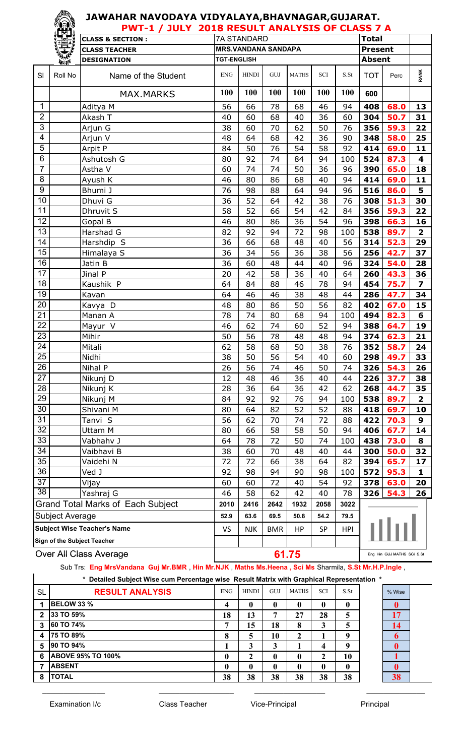# JAWAHAR NAVODAYA VIDYALAYA,BHAVNAGAR,GUJARAT.

## PWT-1 / JULY 2018 RESULT ANALYSIS OF CLASS 7 A

| | | | | |
|---|---|---|---|---|
| CLASS & SECTION : | 7A STANDARD | Total | | |
| CLASS TEACHER | MRS.VANDANA SANDAPA | Present | | |
| DESIGNATION | TGT-ENGLISH | Absent | | |

| Sl | Roll No | Name of the Student | ENG | HINDI | GUJ | MATHS | SCI | S.St | TOT | Perc | RANK |
|---|---|---|---|---|---|---|---|---|---|---|---|
| | | MAX.MARKS | 100 | 100 | 100 | 100 | 100 | 100 | 600 | | |
| 1 | | Aditya M | 56 | 66 | 78 | 68 | 46 | 94 | 408 | 68.0 | 13 |
| 2 | | Akash T | 40 | 60 | 68 | 40 | 36 | 60 | 304 | 50.7 | 31 |
| 3 | | Arjun G | 38 | 60 | 70 | 62 | 50 | 76 | 356 | 59.3 | 22 |
| 4 | | Arjun V | 48 | 64 | 68 | 42 | 36 | 90 | 348 | 58.0 | 25 |
| 5 | | Arpit P | 84 | 50 | 76 | 54 | 58 | 92 | 414 | 69.0 | 11 |
| 6 | | Ashutosh G | 80 | 92 | 74 | 84 | 94 | 100 | 524 | 87.3 | 4 |
| 7 | | Astha V | 60 | 74 | 74 | 50 | 36 | 96 | 390 | 65.0 | 18 |
| 8 | | Ayush K | 46 | 80 | 86 | 68 | 40 | 94 | 414 | 69.0 | 11 |
| 9 | | Bhumi J | 76 | 98 | 88 | 64 | 94 | 96 | 516 | 86.0 | 5 |
| 10 | | Dhuvi G | 36 | 52 | 64 | 42 | 38 | 76 | 308 | 51.3 | 30 |
| 11 | | Dhruvit S | 58 | 52 | 66 | 54 | 42 | 84 | 356 | 59.3 | 22 |
| 12 | | Gopal B | 46 | 80 | 86 | 36 | 54 | 96 | 398 | 66.3 | 16 |
| 13 | | Harshad G | 82 | 92 | 94 | 72 | 98 | 100 | 538 | 89.7 | 2 |
| 14 | | Harshdip S | 36 | 66 | 68 | 48 | 40 | 56 | 314 | 52.3 | 29 |
| 15 | | Himalaya S | 36 | 34 | 56 | 36 | 38 | 56 | 256 | 42.7 | 37 |
| 16 | | Jatin B | 36 | 60 | 48 | 44 | 40 | 96 | 324 | 54.0 | 28 |
| 17 | | Jinal P | 20 | 42 | 58 | 36 | 40 | 64 | 260 | 43.3 | 36 |
| 18 | | Kaushik P | 64 | 84 | 88 | 46 | 78 | 94 | 454 | 75.7 | 7 |
| 19 | | Kavan | 64 | 46 | 46 | 38 | 48 | 44 | 286 | 47.7 | 34 |
| 20 | | Kavya D | 48 | 80 | 86 | 50 | 56 | 82 | 402 | 67.0 | 15 |
| 21 | | Manan A | 78 | 74 | 80 | 68 | 94 | 100 | 494 | 82.3 | 6 |
| 22 | | Mayur V | 46 | 62 | 74 | 60 | 52 | 94 | 388 | 64.7 | 19 |
| 23 | | Mihir | 50 | 56 | 78 | 48 | 48 | 94 | 374 | 62.3 | 21 |
| 24 | | Mitali | 62 | 58 | 68 | 50 | 38 | 76 | 352 | 58.7 | 24 |
| 25 | | Nidhi | 38 | 50 | 56 | 54 | 40 | 60 | 298 | 49.7 | 33 |
| 26 | | Nihal P | 26 | 56 | 74 | 46 | 50 | 74 | 326 | 54.3 | 26 |
| 27 | | Nikunj D | 12 | 48 | 46 | 36 | 40 | 44 | 226 | 37.7 | 38 |
| 28 | | Nikunj K | 28 | 36 | 64 | 36 | 42 | 62 | 268 | 44.7 | 35 |
| 29 | | Nikunj M | 84 | 92 | 92 | 76 | 94 | 100 | 538 | 89.7 | 2 |
| 30 | | Shivani M | 80 | 64 | 82 | 52 | 52 | 88 | 418 | 69.7 | 10 |
| 31 | | Tanvi S | 56 | 62 | 70 | 74 | 72 | 88 | 422 | 70.3 | 9 |
| 32 | | Uttam M | 80 | 66 | 58 | 58 | 50 | 94 | 406 | 67.7 | 14 |
| 33 | | Vabhahv J | 64 | 78 | 72 | 50 | 74 | 100 | 438 | 73.0 | 8 |
| 34 | | Vaibhavi B | 38 | 60 | 70 | 48 | 40 | 44 | 300 | 50.0 | 32 |
| 35 | | Vaidehi N | 72 | 72 | 66 | 38 | 64 | 82 | 394 | 65.7 | 17 |
| 36 | | Ved J | 92 | 98 | 94 | 90 | 98 | 100 | 572 | 95.3 | 1 |
| 37 | | Vijay | 60 | 60 | 72 | 40 | 54 | 92 | 378 | 63.0 | 20 |
| 38 | | Yashraj G | 46 | 58 | 62 | 42 | 40 | 78 | 326 | 54.3 | 26 |
| | | Grand Total Marks of Each Subject | 2010 | 2416 | 2642 | 1932 | 2058 | 3022 | | | |
| | | Subject Average | 52.9 | 63.6 | 69.5 | 50.8 | 54.2 | 79.5 | | | |
| | | Subject Wise Teacher's Name | VS | NJK | BMR | HP | SP | HPI | | | |
| | | Sign of the Subject Teacher | | | | | | | | | |
| | | Over All Class Average | 61.75 | | | | | | | | |

Eng Hin GUJ MATHS SCI S.St

Sub Trs: **Eng MrsVandana Guj Mr.BMR , Hin Mr.NJK , Maths Ms.Heena , Sci Ms** Sharmila, **S.St Mr.H.P.Ingle ,**

\* Detailed Subject Wise cum Percentage wise Result Matrix with Graphical Representation \*

| SL | RESULT ANALYSIS | ENG | HINDI | GUJ | MATHS | SCI | S.St | % Wise |
|---|---|---|---|---|---|---|---|---|
| 1 | BELOW 33 % | 4 | 0 | 0 | 0 | 0 | 0 | 0 |
| 2 | 33 TO 59% | 18 | 13 | 7 | 27 | 28 | 5 | 17 |
| 3 | 60 TO 74% | 7 | 15 | 18 | 8 | 3 | 5 | 14 |
| 4 | 75 TO 89% | 8 | 5 | 10 | 2 | 1 | 9 | 6 |
| 5 | 90 TO 94% | 1 | 3 | 3 | 1 | 4 | 9 | 0 |
| 6 | ABOVE 95% TO 100% | 0 | 2 | 0 | 0 | 2 | 10 | 1 |
| 7 | ABSENT | 0 | 0 | 0 | 0 | 0 | 0 | 0 |
| 8 | TOTAL | 38 | 38 | 38 | 38 | 38 | 38 | 38 |

Examination I/c | Class Teacher | Vice-Principal | Principal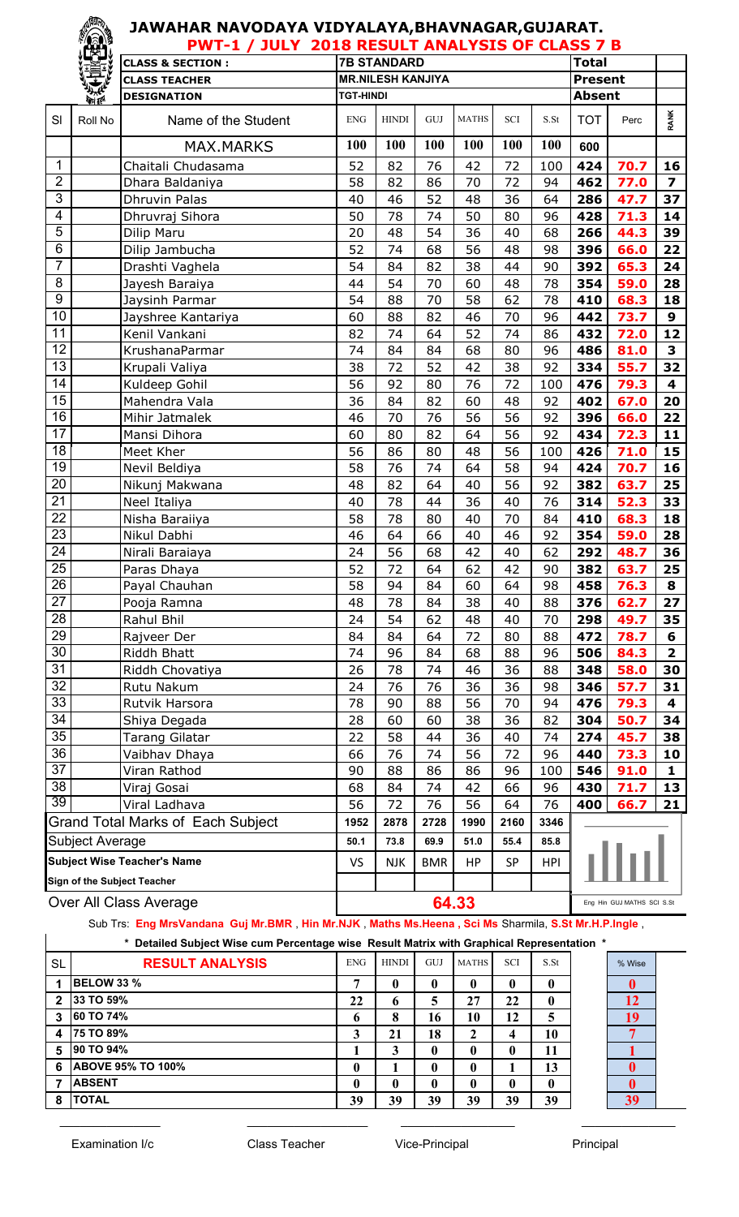# JAWAHAR NAVODAYA VIDYALAYA,BHAVNAGAR,GUJARAT.

## PWT-1 / JULY 2018 RESULT ANALYSIS OF CLASS 7 B

| | | | | | | | | | | | |
|---|---|---|---|---|---|---|---|---|---|---|---|
| CLASS & SECTION : | 7B STANDARD | | | | | | Total | | |
| CLASS TEACHER | MR.NILESH KANJIYA | | | | | | Present | | |
| DESIGNATION | TGT-HINDI | | | | | | Absent | | |

| Sl | Roll No | Name of the Student | ENG | HINDI | GUJ | MATHS | SCI | S.St | TOT | Perc | RANK |
|---|---|---|---|---|---|---|---|---|---|---|---|
| | | MAX.MARKS | 100 | 100 | 100 | 100 | 100 | 100 | 600 | | |
| 1 | | Chaitali Chudasama | 52 | 82 | 76 | 42 | 72 | 100 | 424 | 70.7 | 16 |
| 2 | | Dhara Baldaniya | 58 | 82 | 86 | 70 | 72 | 94 | 462 | 77.0 | 7 |
| 3 | | Dhruvin Palas | 40 | 46 | 52 | 48 | 36 | 64 | 286 | 47.7 | 37 |
| 4 | | Dhruvraj Sihora | 50 | 78 | 74 | 50 | 80 | 96 | 428 | 71.3 | 14 |
| 5 | | Dilip Maru | 20 | 48 | 54 | 36 | 40 | 68 | 266 | 44.3 | 39 |
| 6 | | Dilip Jambucha | 52 | 74 | 68 | 56 | 48 | 98 | 396 | 66.0 | 22 |
| 7 | | Drashti Vaghela | 54 | 84 | 82 | 38 | 44 | 90 | 392 | 65.3 | 24 |
| 8 | | Jayesh Baraiya | 44 | 54 | 70 | 60 | 48 | 78 | 354 | 59.0 | 28 |
| 9 | | Jaysinh Parmar | 54 | 88 | 70 | 58 | 62 | 78 | 410 | 68.3 | 18 |
| 10 | | Jayshree Kantariya | 60 | 88 | 82 | 46 | 70 | 96 | 442 | 73.7 | 9 |
| 11 | | Kenil Vankani | 82 | 74 | 64 | 52 | 74 | 86 | 432 | 72.0 | 12 |
| 12 | | KrushanaParmar | 74 | 84 | 84 | 68 | 80 | 96 | 486 | 81.0 | 3 |
| 13 | | Krupali Valiya | 38 | 72 | 52 | 42 | 38 | 92 | 334 | 55.7 | 32 |
| 14 | | Kuldeep Gohil | 56 | 92 | 80 | 76 | 72 | 100 | 476 | 79.3 | 4 |
| 15 | | Mahendra Vala | 36 | 84 | 82 | 60 | 48 | 92 | 402 | 67.0 | 20 |
| 16 | | Mihir Jatmalek | 46 | 70 | 76 | 56 | 56 | 92 | 396 | 66.0 | 22 |
| 17 | | Mansi Dihora | 60 | 80 | 82 | 64 | 56 | 92 | 434 | 72.3 | 11 |
| 18 | | Meet Kher | 56 | 86 | 80 | 48 | 56 | 100 | 426 | 71.0 | 15 |
| 19 | | Nevil Beldiya | 58 | 76 | 74 | 64 | 58 | 94 | 424 | 70.7 | 16 |
| 20 | | Nikunj Makwana | 48 | 82 | 64 | 40 | 56 | 92 | 382 | 63.7 | 25 |
| 21 | | Neel Italiya | 40 | 78 | 44 | 36 | 40 | 76 | 314 | 52.3 | 33 |
| 22 | | Nisha Baraiiya | 58 | 78 | 80 | 40 | 70 | 84 | 410 | 68.3 | 18 |
| 23 | | Nikul Dabhi | 46 | 64 | 66 | 40 | 46 | 92 | 354 | 59.0 | 28 |
| 24 | | Nirali Baraiaya | 24 | 56 | 68 | 42 | 40 | 62 | 292 | 48.7 | 36 |
| 25 | | Paras Dhaya | 52 | 72 | 64 | 62 | 42 | 90 | 382 | 63.7 | 25 |
| 26 | | Payal Chauhan | 58 | 94 | 84 | 60 | 64 | 98 | 458 | 76.3 | 8 |
| 27 | | Pooja Ramna | 48 | 78 | 84 | 38 | 40 | 88 | 376 | 62.7 | 27 |
| 28 | | Rahul Bhil | 24 | 54 | 62 | 48 | 40 | 70 | 298 | 49.7 | 35 |
| 29 | | Rajveer Der | 84 | 84 | 64 | 72 | 80 | 88 | 472 | 78.7 | 6 |
| 30 | | Riddh Bhatt | 74 | 96 | 84 | 68 | 88 | 96 | 506 | 84.3 | 2 |
| 31 | | Riddh Chovatiya | 26 | 78 | 74 | 46 | 36 | 88 | 348 | 58.0 | 30 |
| 32 | | Rutu Nakum | 24 | 76 | 76 | 36 | 36 | 98 | 346 | 57.7 | 31 |
| 33 | | Rutvik Harsora | 78 | 90 | 88 | 56 | 70 | 94 | 476 | 79.3 | 4 |
| 34 | | Shiya Degada | 28 | 60 | 60 | 38 | 36 | 82 | 304 | 50.7 | 34 |
| 35 | | Tarang Gilatar | 22 | 58 | 44 | 36 | 40 | 74 | 274 | 45.7 | 38 |
| 36 | | Vaibhav Dhaya | 66 | 76 | 74 | 56 | 72 | 96 | 440 | 73.3 | 10 |
| 37 | | Viran Rathod | 90 | 88 | 86 | 86 | 96 | 100 | 546 | 91.0 | 1 |
| 38 | | Viraj Gosai | 68 | 84 | 74 | 42 | 66 | 96 | 430 | 71.7 | 13 |
| 39 | | Viral Ladhava | 56 | 72 | 76 | 56 | 64 | 76 | 400 | 66.7 | 21 |
| Grand Total Marks of Each Subject | | | 1952 | 2878 | 2728 | 1990 | 2160 | 3346 | | | |
| Subject Average | | | 50.1 | 73.8 | 69.9 | 51.0 | 55.4 | 85.8 | | | |
| Subject Wise Teacher's Name | | | VS | NJK | BMR | HP | SP | HPI | | | |
| Sign of the Subject Teacher | | | | | | | | | | | |
| Over All Class Average | | | 64.33 | | | | | | | | |

Eng Hin GUJ MATHS SCI S.St

Sub Trs: **Eng MrsVandana Guj Mr.BMR** , **Hin Mr.NJK** , **Maths Ms.Heena** , **Sci Ms** Sharmila, **S.St Mr.H.P.Ingle** ,

**\* Detailed Subject Wise cum Percentage wise Result Matrix with Graphical Representation \***

| SL | RESULT ANALYSIS | ENG | HINDI | GUJ | MATHS | SCI | S.St | % Wise |
|---|---|---|---|---|---|---|---|---|
| 1 | BELOW 33 % | 7 | 0 | 0 | 0 | 0 | 0 | 0 |
| 2 | 33 TO 59% | 22 | 6 | 5 | 27 | 22 | 0 | 12 |
| 3 | 60 TO 74% | 6 | 8 | 16 | 10 | 12 | 5 | 19 |
| 4 | 75 TO 89% | 3 | 21 | 18 | 2 | 4 | 10 | 7 |
| 5 | 90 TO 94% | 1 | 3 | 0 | 0 | 0 | 11 | 1 |
| 6 | ABOVE 95% TO 100% | 0 | 1 | 0 | 0 | 1 | 13 | 0 |
| 7 | ABSENT | 0 | 0 | 0 | 0 | 0 | 0 | 0 |
| 8 | TOTAL | 39 | 39 | 39 | 39 | 39 | 39 | 39 |

Examination I/c　　　Class Teacher　　　Vice-Principal　　　Principal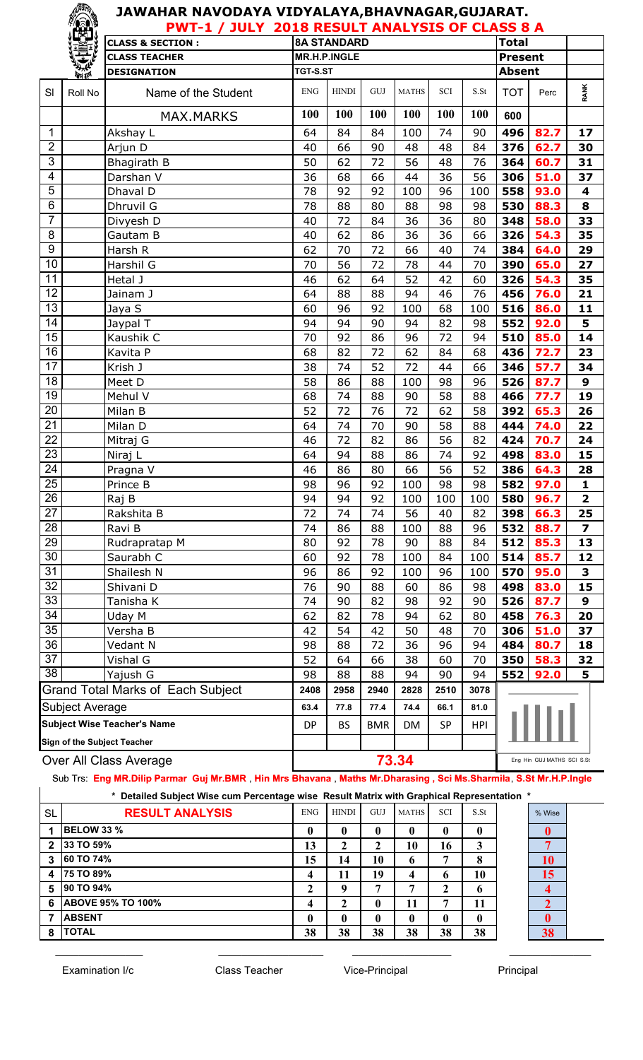# JAWAHAR NAVODAYA VIDYALAYA,BHAVNAGAR,GUJARAT.

## PWT-1 / JULY 2018 RESULT ANALYSIS OF CLASS 8 A

| CLASS & SECTION : | 8A STANDARD | Total | |
|---|---|---|---|
| CLASS TEACHER | MR.H.P.INGLE | Present | |
| DESIGNATION | TGT-S.ST | Absent | |

| Sl | Roll No | Name of the Student | ENG | HINDI | GUJ | MATHS | SCI | S.St | TOT | Perc | RANK |
|---|---|---|---|---|---|---|---|---|---|---|---|
| | | MAX.MARKS | 100 | 100 | 100 | 100 | 100 | 100 | 600 | | |
| 1 | | Akshay L | 64 | 84 | 84 | 100 | 74 | 90 | 496 | 82.7 | 17 |
| 2 | | Arjun D | 40 | 66 | 90 | 48 | 48 | 84 | 376 | 62.7 | 30 |
| 3 | | Bhagirath B | 50 | 62 | 72 | 56 | 48 | 76 | 364 | 60.7 | 31 |
| 4 | | Darshan V | 36 | 68 | 66 | 44 | 36 | 56 | 306 | 51.0 | 37 |
| 5 | | Dhaval D | 78 | 92 | 92 | 100 | 96 | 100 | 558 | 93.0 | 4 |
| 6 | | Dhruvil G | 78 | 88 | 80 | 88 | 98 | 98 | 530 | 88.3 | 8 |
| 7 | | Divyesh D | 40 | 72 | 84 | 36 | 36 | 80 | 348 | 58.0 | 33 |
| 8 | | Gautam B | 40 | 62 | 86 | 36 | 36 | 66 | 326 | 54.3 | 35 |
| 9 | | Harsh R | 62 | 70 | 72 | 66 | 40 | 74 | 384 | 64.0 | 29 |
| 10 | | Harshil G | 70 | 56 | 72 | 78 | 44 | 70 | 390 | 65.0 | 27 |
| 11 | | Hetal J | 46 | 62 | 64 | 52 | 42 | 60 | 326 | 54.3 | 35 |
| 12 | | Jainam J | 64 | 88 | 88 | 94 | 46 | 76 | 456 | 76.0 | 21 |
| 13 | | Jaya S | 60 | 96 | 92 | 100 | 68 | 100 | 516 | 86.0 | 11 |
| 14 | | Jaypal T | 94 | 94 | 90 | 94 | 82 | 98 | 552 | 92.0 | 5 |
| 15 | | Kaushik C | 70 | 92 | 86 | 96 | 72 | 94 | 510 | 85.0 | 14 |
| 16 | | Kavita P | 68 | 82 | 72 | 62 | 84 | 68 | 436 | 72.7 | 23 |
| 17 | | Krish J | 38 | 74 | 52 | 72 | 44 | 66 | 346 | 57.7 | 34 |
| 18 | | Meet D | 58 | 86 | 88 | 100 | 98 | 96 | 526 | 87.7 | 9 |
| 19 | | Mehul V | 68 | 74 | 88 | 90 | 58 | 88 | 466 | 77.7 | 19 |
| 20 | | Milan B | 52 | 72 | 76 | 72 | 62 | 58 | 392 | 65.3 | 26 |
| 21 | | Milan D | 64 | 74 | 70 | 90 | 58 | 88 | 444 | 74.0 | 22 |
| 22 | | Mitraj G | 46 | 72 | 82 | 86 | 56 | 82 | 424 | 70.7 | 24 |
| 23 | | Niraj L | 64 | 94 | 88 | 86 | 74 | 92 | 498 | 83.0 | 15 |
| 24 | | Pragna V | 46 | 86 | 80 | 66 | 56 | 52 | 386 | 64.3 | 28 |
| 25 | | Prince B | 98 | 96 | 92 | 100 | 98 | 98 | 582 | 97.0 | 1 |
| 26 | | Raj B | 94 | 94 | 92 | 100 | 100 | 100 | 580 | 96.7 | 2 |
| 27 | | Rakshita B | 72 | 74 | 74 | 56 | 40 | 82 | 398 | 66.3 | 25 |
| 28 | | Ravi B | 74 | 86 | 88 | 100 | 88 | 96 | 532 | 88.7 | 7 |
| 29 | | Rudrapratap M | 80 | 92 | 78 | 90 | 88 | 84 | 512 | 85.3 | 13 |
| 30 | | Saurabh C | 60 | 92 | 78 | 100 | 84 | 100 | 514 | 85.7 | 12 |
| 31 | | Shailesh N | 96 | 86 | 92 | 100 | 96 | 100 | 570 | 95.0 | 3 |
| 32 | | Shivani D | 76 | 90 | 88 | 60 | 86 | 98 | 498 | 83.0 | 15 |
| 33 | | Tanisha K | 74 | 90 | 82 | 98 | 92 | 90 | 526 | 87.7 | 9 |
| 34 | | Uday M | 62 | 82 | 78 | 94 | 62 | 80 | 458 | 76.3 | 20 |
| 35 | | Versha B | 42 | 54 | 42 | 50 | 48 | 70 | 306 | 51.0 | 37 |
| 36 | | Vedant N | 98 | 88 | 72 | 36 | 96 | 94 | 484 | 80.7 | 18 |
| 37 | | Vishal G | 52 | 64 | 66 | 38 | 60 | 70 | 350 | 58.3 | 32 |
| 38 | | Yajush G | 98 | 88 | 88 | 94 | 90 | 94 | 552 | 92.0 | 5 |
| | | Grand Total Marks of Each Subject | 2408 | 2958 | 2940 | 2828 | 2510 | 3078 | | | |
| | | Subject Average | 63.4 | 77.8 | 77.4 | 74.4 | 66.1 | 81.0 | | | |
| | | Subject Wise Teacher's Name | DP | BS | BMR | DM | SP | HPI | | | |
| | | Sign of the Subject Teacher | | | | | | | | | |
| | | Over All Class Average | 73.34 | | | | | | | | |

Eng Hin GUJ MATHS SCI S.St

Sub Trs: **Eng MR.Dilip Parmar Guj Mr.BMR** , **Hin Mrs Bhavana** , **Maths Mr.Dharasing , Sci Ms.Sharmila**, **S.St Mr.H.P.Ingle**

**\* Detailed Subject Wise cum Percentage wise Result Matrix with Graphical Representation \***

| SL | RESULT ANALYSIS | ENG | HINDI | GUJ | MATHS | SCI | S.St | % Wise |
|---|---|---|---|---|---|---|---|---|
| 1 | BELOW 33 % | 0 | 0 | 0 | 0 | 0 | 0 | 0 |
| 2 | 33 TO 59% | 13 | 2 | 2 | 10 | 16 | 3 | 7 |
| 3 | 60 TO 74% | 15 | 14 | 10 | 6 | 7 | 8 | 10 |
| 4 | 75 TO 89% | 4 | 11 | 19 | 4 | 6 | 10 | 15 |
| 5 | 90 TO 94% | 2 | 9 | 7 | 7 | 2 | 6 | 4 |
| 6 | ABOVE 95% TO 100% | 4 | 2 | 0 | 11 | 7 | 11 | 2 |
| 7 | ABSENT | 0 | 0 | 0 | 0 | 0 | 0 | 0 |
| 8 | TOTAL | 38 | 38 | 38 | 38 | 38 | 38 | 38 |

Examination I/c &nbsp;&nbsp;&nbsp;&nbsp; Class Teacher &nbsp;&nbsp;&nbsp;&nbsp; Vice-Principal &nbsp;&nbsp;&nbsp;&nbsp; Principal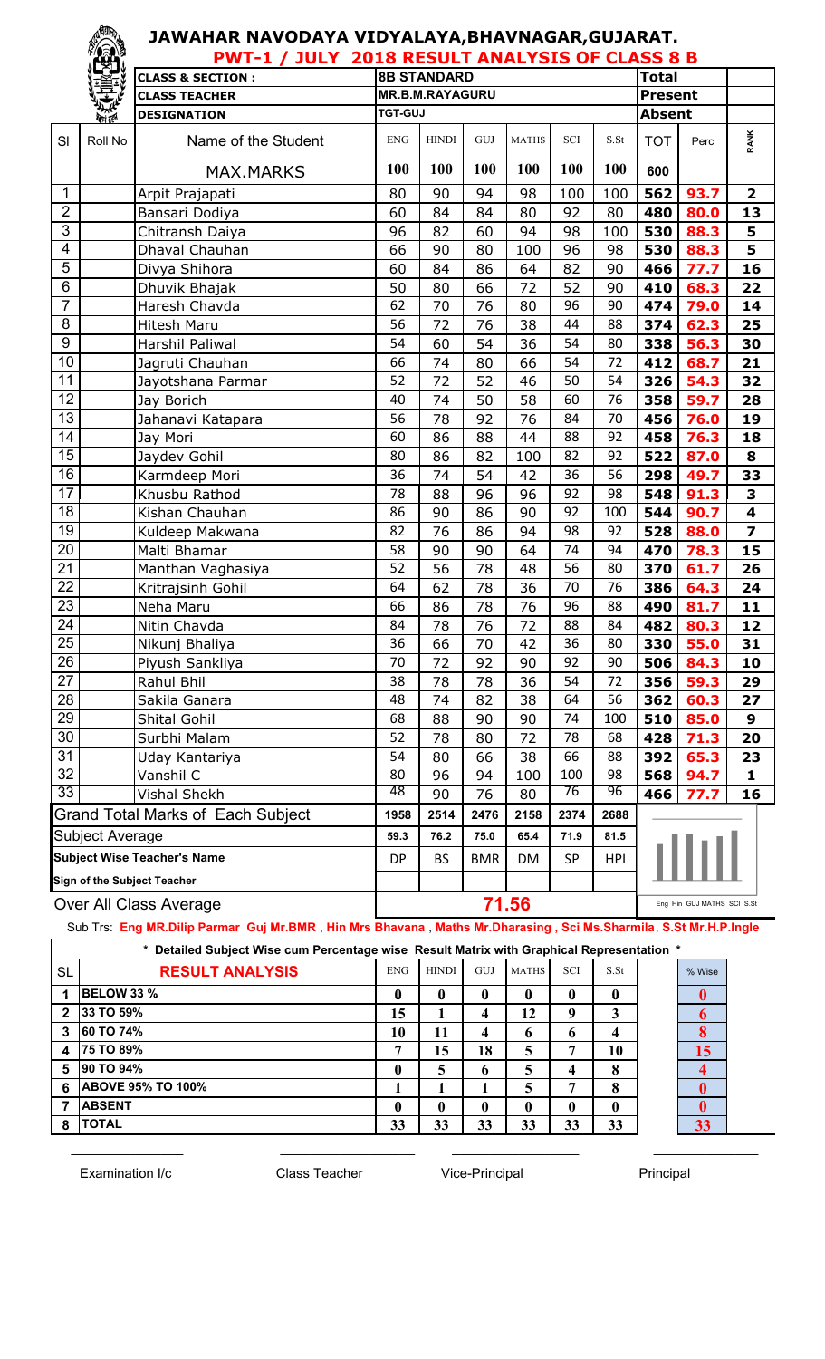# JAWAHAR NAVODAYA VIDYALAYA,BHAVNAGAR,GUJARAT.

## PWT-1 / JULY 2018 RESULT ANALYSIS OF CLASS 8 B

| CLASS & SECTION : | 8B STANDARD | Total | |
|---|---|---|---|
| CLASS TEACHER | MR.B.M.RAYAGURU | Present | |
| DESIGNATION | TGT-GUJ | Absent | |

| Sl | Roll No | Name of the Student | ENG | HINDI | GUJ | MATHS | SCI | S.St | TOT | Perc | RANK |
|---|---|---|---|---|---|---|---|---|---|---|---|
| | | MAX.MARKS | 100 | 100 | 100 | 100 | 100 | 100 | 600 | | |
| 1 | | Arpit Prajapati | 80 | 90 | 94 | 98 | 100 | 100 | 562 | 93.7 | 2 |
| 2 | | Bansari Dodiya | 60 | 84 | 84 | 80 | 92 | 80 | 480 | 80.0 | 13 |
| 3 | | Chitransh Daiya | 96 | 82 | 60 | 94 | 98 | 100 | 530 | 88.3 | 5 |
| 4 | | Dhaval Chauhan | 66 | 90 | 80 | 100 | 96 | 98 | 530 | 88.3 | 5 |
| 5 | | Divya Shihora | 60 | 84 | 86 | 64 | 82 | 90 | 466 | 77.7 | 16 |
| 6 | | Dhuvik Bhajak | 50 | 80 | 66 | 72 | 52 | 90 | 410 | 68.3 | 22 |
| 7 | | Haresh Chavda | 62 | 70 | 76 | 80 | 96 | 90 | 474 | 79.0 | 14 |
| 8 | | Hitesh Maru | 56 | 72 | 76 | 38 | 44 | 88 | 374 | 62.3 | 25 |
| 9 | | Harshil Paliwal | 54 | 60 | 54 | 36 | 54 | 80 | 338 | 56.3 | 30 |
| 10 | | Jagruti Chauhan | 66 | 74 | 80 | 66 | 54 | 72 | 412 | 68.7 | 21 |
| 11 | | Jayotshana Parmar | 52 | 72 | 52 | 46 | 50 | 54 | 326 | 54.3 | 32 |
| 12 | | Jay Borich | 40 | 74 | 50 | 58 | 60 | 76 | 358 | 59.7 | 28 |
| 13 | | Jahanavi Katapara | 56 | 78 | 92 | 76 | 84 | 70 | 456 | 76.0 | 19 |
| 14 | | Jay Mori | 60 | 86 | 88 | 44 | 88 | 92 | 458 | 76.3 | 18 |
| 15 | | Jaydev Gohil | 80 | 86 | 82 | 100 | 82 | 92 | 522 | 87.0 | 8 |
| 16 | | Karmdeep Mori | 36 | 74 | 54 | 42 | 36 | 56 | 298 | 49.7 | 33 |
| 17 | | Khusbu Rathod | 78 | 88 | 96 | 96 | 92 | 98 | 548 | 91.3 | 3 |
| 18 | | Kishan Chauhan | 86 | 90 | 86 | 90 | 92 | 100 | 544 | 90.7 | 4 |
| 19 | | Kuldeep Makwana | 82 | 76 | 86 | 94 | 98 | 92 | 528 | 88.0 | 7 |
| 20 | | Malti Bhamar | 58 | 90 | 90 | 64 | 74 | 94 | 470 | 78.3 | 15 |
| 21 | | Manthan Vaghasiya | 52 | 56 | 78 | 48 | 56 | 80 | 370 | 61.7 | 26 |
| 22 | | Kritrajsinh Gohil | 64 | 62 | 78 | 36 | 70 | 76 | 386 | 64.3 | 24 |
| 23 | | Neha Maru | 66 | 86 | 78 | 76 | 96 | 88 | 490 | 81.7 | 11 |
| 24 | | Nitin Chavda | 84 | 78 | 76 | 72 | 88 | 84 | 482 | 80.3 | 12 |
| 25 | | Nikunj Bhaliya | 36 | 66 | 70 | 42 | 36 | 80 | 330 | 55.0 | 31 |
| 26 | | Piyush Sankliya | 70 | 72 | 92 | 90 | 92 | 90 | 506 | 84.3 | 10 |
| 27 | | Rahul Bhil | 38 | 78 | 78 | 36 | 54 | 72 | 356 | 59.3 | 29 |
| 28 | | Sakila Ganara | 48 | 74 | 82 | 38 | 64 | 56 | 362 | 60.3 | 27 |
| 29 | | Shital Gohil | 68 | 88 | 90 | 90 | 74 | 100 | 510 | 85.0 | 9 |
| 30 | | Surbhi Malam | 52 | 78 | 80 | 72 | 78 | 68 | 428 | 71.3 | 20 |
| 31 | | Uday Kantariya | 54 | 80 | 66 | 38 | 66 | 88 | 392 | 65.3 | 23 |
| 32 | | Vanshil C | 80 | 96 | 94 | 100 | 100 | 98 | 568 | 94.7 | 1 |
| 33 | | Vishal Shekh | 48 | 90 | 76 | 80 | 76 | 96 | 466 | 77.7 | 16 |
| | | Grand Total Marks of Each Subject | 1958 | 2514 | 2476 | 2158 | 2374 | 2688 | | | |
| | | Subject Average | 59.3 | 76.2 | 75.0 | 65.4 | 71.9 | 81.5 | | | |
| | | Subject Wise Teacher's Name | DP | BS | BMR | DM | SP | HPI | | | |
| | | Sign of the Subject Teacher | | | | | | | | | |
| | | Over All Class Average | 71.56 | | | | | | | | |

Eng Hin GUJ MATHS SCI S.St

Sub Trs: **Eng MR.Dilip Parmar Guj Mr.BMR , Hin Mrs Bhavana , Maths Mr.Dharasing , Sci Ms.Sharmila, S.St Mr.H.P.Ingle**

**\* Detailed Subject Wise cum Percentage wise Result Matrix with Graphical Representation \***

| SL | RESULT ANALYSIS | ENG | HINDI | GUJ | MATHS | SCI | S.St | % Wise |
|---|---|---|---|---|---|---|---|---|
| 1 | BELOW 33 % | 0 | 0 | 0 | 0 | 0 | 0 | 0 |
| 2 | 33 TO 59% | 15 | 1 | 4 | 12 | 9 | 3 | 6 |
| 3 | 60 TO 74% | 10 | 11 | 4 | 6 | 6 | 4 | 8 |
| 4 | 75 TO 89% | 7 | 15 | 18 | 5 | 7 | 10 | 15 |
| 5 | 90 TO 94% | 0 | 5 | 6 | 5 | 4 | 8 | 4 |
| 6 | ABOVE 95% TO 100% | 1 | 1 | 1 | 5 | 7 | 8 | 0 |
| 7 | ABSENT | 0 | 0 | 0 | 0 | 0 | 0 | 0 |
| 8 | TOTAL | 33 | 33 | 33 | 33 | 33 | 33 | 33 |

Examination I/c Class Teacher Vice-Principal Principal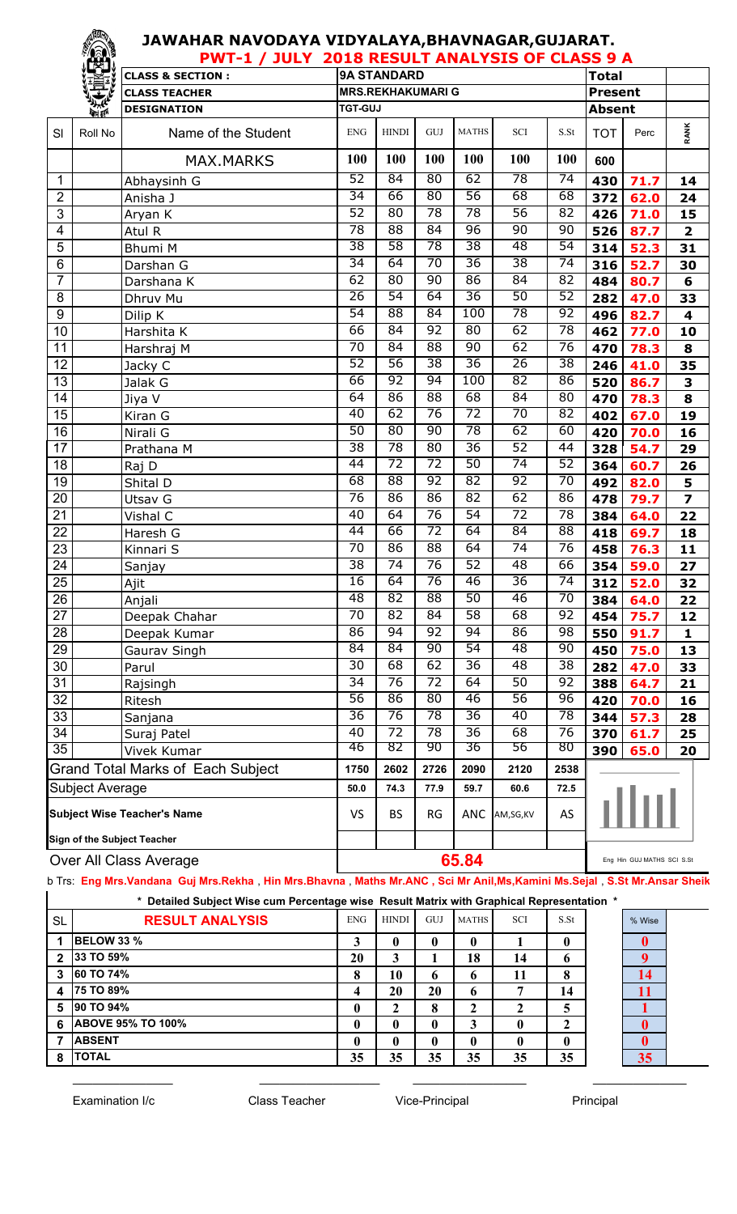# JAWAHAR NAVODAYA VIDYALAYA,BHAVNAGAR,GUJARAT.

## PWT-1 / JULY 2018 RESULT ANALYSIS OF CLASS 9 A

| | | | | | | |
|---|---|---|---|---|---|---|
| CLASS & SECTION : | 9A STANDARD | | | Total | | |
| CLASS TEACHER | MRS.REKHAKUMARI G | | | Present | | |
| DESIGNATION | TGT-GUJ | | | Absent | | |

| Sl | Roll No | Name of the Student | ENG | HINDI | GUJ | MATHS | SCI | S.St | TOT | Perc | RANK |
|---|---|---|---|---|---|---|---|---|---|---|---|
| | | MAX.MARKS | 100 | 100 | 100 | 100 | 100 | 100 | 600 | | |
| 1 | | Abhaysinh G | 52 | 84 | 80 | 62 | 78 | 74 | 430 | 71.7 | 14 |
| 2 | | Anisha J | 34 | 66 | 80 | 56 | 68 | 68 | 372 | 62.0 | 24 |
| 3 | | Aryan K | 52 | 80 | 78 | 78 | 56 | 82 | 426 | 71.0 | 15 |
| 4 | | Atul R | 78 | 88 | 84 | 96 | 90 | 90 | 526 | 87.7 | 2 |
| 5 | | Bhumi M | 38 | 58 | 78 | 38 | 48 | 54 | 314 | 52.3 | 31 |
| 6 | | Darshan G | 34 | 64 | 70 | 36 | 38 | 74 | 316 | 52.7 | 30 |
| 7 | | Darshana K | 62 | 80 | 90 | 86 | 84 | 82 | 484 | 80.7 | 6 |
| 8 | | Dhruv Mu | 26 | 54 | 64 | 36 | 50 | 52 | 282 | 47.0 | 33 |
| 9 | | Dilip K | 54 | 88 | 84 | 100 | 78 | 92 | 496 | 82.7 | 4 |
| 10 | | Harshita K | 66 | 84 | 92 | 80 | 62 | 78 | 462 | 77.0 | 10 |
| 11 | | Harshraj M | 70 | 84 | 88 | 90 | 62 | 76 | 470 | 78.3 | 8 |
| 12 | | Jacky C | 52 | 56 | 38 | 36 | 26 | 38 | 246 | 41.0 | 35 |
| 13 | | Jalak G | 66 | 92 | 94 | 100 | 82 | 86 | 520 | 86.7 | 3 |
| 14 | | Jiya V | 64 | 86 | 88 | 68 | 84 | 80 | 470 | 78.3 | 8 |
| 15 | | Kiran G | 40 | 62 | 76 | 72 | 70 | 82 | 402 | 67.0 | 19 |
| 16 | | Nirali G | 50 | 80 | 90 | 78 | 62 | 60 | 420 | 70.0 | 16 |
| 17 | | Prathana M | 38 | 78 | 80 | 36 | 52 | 44 | 328 | 54.7 | 29 |
| 18 | | Raj D | 44 | 72 | 72 | 50 | 74 | 52 | 364 | 60.7 | 26 |
| 19 | | Shital D | 68 | 88 | 92 | 82 | 92 | 70 | 492 | 82.0 | 5 |
| 20 | | Utsav G | 76 | 86 | 86 | 82 | 62 | 86 | 478 | 79.7 | 7 |
| 21 | | Vishal C | 40 | 64 | 76 | 54 | 72 | 78 | 384 | 64.0 | 22 |
| 22 | | Haresh G | 44 | 66 | 72 | 64 | 84 | 88 | 418 | 69.7 | 18 |
| 23 | | Kinnari S | 70 | 86 | 88 | 64 | 74 | 76 | 458 | 76.3 | 11 |
| 24 | | Sanjay | 38 | 74 | 76 | 52 | 48 | 66 | 354 | 59.0 | 27 |
| 25 | | Ajit | 16 | 64 | 76 | 46 | 36 | 74 | 312 | 52.0 | 32 |
| 26 | | Anjali | 48 | 82 | 88 | 50 | 46 | 70 | 384 | 64.0 | 22 |
| 27 | | Deepak Chahar | 70 | 82 | 84 | 58 | 68 | 92 | 454 | 75.7 | 12 |
| 28 | | Deepak Kumar | 86 | 94 | 92 | 94 | 86 | 98 | 550 | 91.7 | 1 |
| 29 | | Gaurav Singh | 84 | 84 | 90 | 54 | 48 | 90 | 450 | 75.0 | 13 |
| 30 | | Parul | 30 | 68 | 62 | 36 | 48 | 38 | 282 | 47.0 | 33 |
| 31 | | Rajsingh | 34 | 76 | 72 | 64 | 50 | 92 | 388 | 64.7 | 21 |
| 32 | | Ritesh | 56 | 86 | 80 | 46 | 56 | 96 | 420 | 70.0 | 16 |
| 33 | | Sanjana | 36 | 76 | 78 | 36 | 40 | 78 | 344 | 57.3 | 28 |
| 34 | | Suraj Patel | 40 | 72 | 78 | 36 | 68 | 76 | 370 | 61.7 | 25 |
| 35 | | Vivek Kumar | 46 | 82 | 90 | 36 | 56 | 80 | 390 | 65.0 | 20 |
| | | Grand Total Marks of Each Subject | 1750 | 2602 | 2726 | 2090 | 2120 | 2538 | | | |
| | | Subject Average | 50.0 | 74.3 | 77.9 | 59.7 | 60.6 | 72.5 | | | |
| | | Subject Wise Teacher's Name | VS | BS | RG | ANC | AM,SG,KV | AS | | | |
| | | Sign of the Subject Teacher | | | | | | | | | |
| | | Over All Class Average | | | | 65.84 | | | | | |

Eng Hin GUJ MATHS SCI S.St

Sub Trs: **Eng Mrs.Vandana Guj Mrs.Rekha** , **Hin Mrs.Bhavna** , **Maths Mr.ANC** , **Sci Mr Anil,Ms,Kamini Ms.Sejal** , **S.St Mr.Ansar Sheik**

**\* Detailed Subject Wise cum Percentage wise Result Matrix with Graphical Representation \***

| SL | RESULT ANALYSIS | ENG | HINDI | GUJ | MATHS | SCI | S.St | % Wise |
|---|---|---|---|---|---|---|---|---|
| 1 | BELOW 33 % | 3 | 0 | 0 | 0 | 1 | 0 | 0 |
| 2 | 33 TO 59% | 20 | 3 | 1 | 18 | 14 | 6 | 9 |
| 3 | 60 TO 74% | 8 | 10 | 6 | 6 | 11 | 8 | 14 |
| 4 | 75 TO 89% | 4 | 20 | 20 | 6 | 7 | 14 | 11 |
| 5 | 90 TO 94% | 0 | 2 | 8 | 2 | 2 | 5 | 1 |
| 6 | ABOVE 95% TO 100% | 0 | 0 | 0 | 3 | 0 | 2 | 0 |
| 7 | ABSENT | 0 | 0 | 0 | 0 | 0 | 0 | 0 |
| 8 | TOTAL | 35 | 35 | 35 | 35 | 35 | 35 | 35 |

Examination I/c &nbsp;&nbsp;&nbsp;&nbsp; Class Teacher &nbsp;&nbsp;&nbsp;&nbsp; Vice-Principal &nbsp;&nbsp;&nbsp;&nbsp; Principal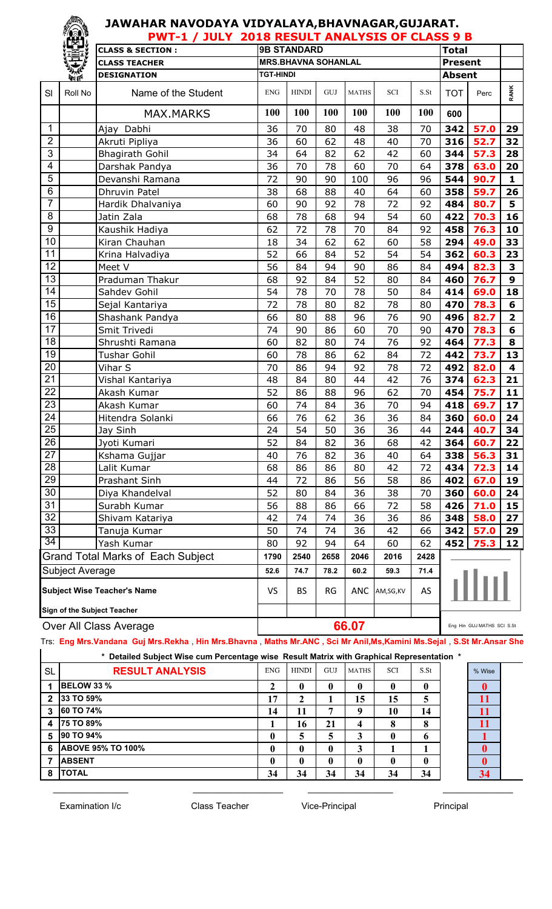# JAWAHAR NAVODAYA VIDYALAYA,BHAVNAGAR,GUJARAT.

## PWT-1 / JULY 2018 RESULT ANALYSIS OF CLASS 9 B

| | | | | | | | | | | | |
|---|---|---|---|---|---|---|---|---|---|---|---|
| | | **CLASS & SECTION :** | **9B STANDARD** | | | | | | **Total** | | |
| | | **CLASS TEACHER** | **MRS.BHAVNA SOHANLAL** | | | | | | **Present** | | |
| | | **DESIGNATION** | **TGT-HINDI** | | | | | | **Absent** | | |

| SI | Roll No | Name of the Student | ENG | HINDI | GUJ | MATHS | SCI | S.St | TOT | Perc | RANK |
|---|---|---|---|---|---|---|---|---|---|---|---|
| | | MAX.MARKS | 100 | 100 | 100 | 100 | 100 | 100 | 600 | | |
| 1 | | Ajay Dabhi | 36 | 70 | 80 | 48 | 38 | 70 | 342 | 57.0 | 29 |
| 2 | | Akruti Pipliya | 36 | 60 | 62 | 48 | 40 | 70 | 316 | 52.7 | 32 |
| 3 | | Bhagirath Gohil | 34 | 64 | 82 | 62 | 42 | 60 | 344 | 57.3 | 28 |
| 4 | | Darshak Pandya | 36 | 70 | 78 | 60 | 70 | 64 | 378 | 63.0 | 20 |
| 5 | | Devanshi Ramana | 72 | 90 | 90 | 100 | 96 | 96 | 544 | 90.7 | 1 |
| 6 | | Dhruvin Patel | 38 | 68 | 88 | 40 | 64 | 60 | 358 | 59.7 | 26 |
| 7 | | Hardik Dhalvaniya | 60 | 90 | 92 | 78 | 72 | 92 | 484 | 80.7 | 5 |
| 8 | | Jatin Zala | 68 | 78 | 68 | 94 | 54 | 60 | 422 | 70.3 | 16 |
| 9 | | Kaushik Hadiya | 62 | 72 | 78 | 70 | 84 | 92 | 458 | 76.3 | 10 |
| 10 | | Kiran Chauhan | 18 | 34 | 62 | 62 | 60 | 58 | 294 | 49.0 | 33 |
| 11 | | Krina Halvadiya | 52 | 66 | 84 | 52 | 54 | 54 | 362 | 60.3 | 23 |
| 12 | | Meet V | 56 | 84 | 94 | 90 | 86 | 84 | 494 | 82.3 | 3 |
| 13 | | Praduman Thakur | 68 | 92 | 84 | 52 | 80 | 84 | 460 | 76.7 | 9 |
| 14 | | Sahdev Gohil | 54 | 78 | 70 | 78 | 50 | 84 | 414 | 69.0 | 18 |
| 15 | | Sejal Kantariya | 72 | 78 | 80 | 82 | 78 | 80 | 470 | 78.3 | 6 |
| 16 | | Shashank Pandya | 66 | 80 | 88 | 96 | 76 | 90 | 496 | 82.7 | 2 |
| 17 | | Smit Trivedi | 74 | 90 | 86 | 60 | 70 | 90 | 470 | 78.3 | 6 |
| 18 | | Shrushti Ramana | 60 | 82 | 80 | 74 | 76 | 92 | 464 | 77.3 | 8 |
| 19 | | Tushar Gohil | 60 | 78 | 86 | 62 | 84 | 72 | 442 | 73.7 | 13 |
| 20 | | Vihar S | 70 | 86 | 94 | 92 | 78 | 72 | 492 | 82.0 | 4 |
| 21 | | Vishal Kantariya | 48 | 84 | 80 | 44 | 42 | 76 | 374 | 62.3 | 21 |
| 22 | | Akash Kumar | 52 | 86 | 88 | 96 | 62 | 70 | 454 | 75.7 | 11 |
| 23 | | Akash Kumar | 60 | 74 | 84 | 36 | 70 | 94 | 418 | 69.7 | 17 |
| 24 | | Hitendra Solanki | 66 | 76 | 62 | 36 | 36 | 84 | 360 | 60.0 | 24 |
| 25 | | Jay Sinh | 24 | 54 | 50 | 36 | 36 | 44 | 244 | 40.7 | 34 |
| 26 | | Jyoti Kumari | 52 | 84 | 82 | 36 | 68 | 42 | 364 | 60.7 | 22 |
| 27 | | Kshama Gujjar | 40 | 76 | 82 | 36 | 40 | 64 | 338 | 56.3 | 31 |
| 28 | | Lalit Kumar | 68 | 86 | 86 | 80 | 42 | 72 | 434 | 72.3 | 14 |
| 29 | | Prashant Sinh | 44 | 72 | 86 | 56 | 58 | 86 | 402 | 67.0 | 19 |
| 30 | | Diya Khandelval | 52 | 80 | 84 | 36 | 38 | 70 | 360 | 60.0 | 24 |
| 31 | | Surabh Kumar | 56 | 88 | 86 | 66 | 72 | 58 | 426 | 71.0 | 15 |
| 32 | | Shivam Katariya | 42 | 74 | 74 | 36 | 36 | 86 | 348 | 58.0 | 27 |
| 33 | | Tanuja Kumar | 50 | 74 | 74 | 36 | 42 | 66 | 342 | 57.0 | 29 |
| 34 | | Yash Kumar | 80 | 92 | 94 | 64 | 60 | 62 | 452 | 75.3 | 12 |
| | | Grand Total Marks of Each Subject | 1790 | 2540 | 2658 | 2046 | 2016 | 2428 | | | |
| | | Subject Average | 52.6 | 74.7 | 78.2 | 60.2 | 59.3 | 71.4 | | | |
| | | **Subject Wise Teacher's Name** | VS | BS | RG | ANC | AM,SG,KV | AS | | | |
| | | **Sign of the Subject Teacher** | | | | | | | | | |
| | | Over All Class Average | 66.07 | | | | | | | | |

Eng Hin GUJ MATHS SCI S.St

Trs: **Eng Mrs.Vandana Guj Mrs.Rekha , Hin Mrs.Bhavna , Maths Mr.ANC , Sci Mr Anil,Ms,Kamini Ms.Sejal , S.St Mr.Ansar She**

**\* Detailed Subject Wise cum Percentage wise Result Matrix with Graphical Representation \***

| SL | RESULT ANALYSIS | ENG | HINDI | GUJ | MATHS | SCI | S.St | % Wise |
|---|---|---|---|---|---|---|---|---|
| 1 | BELOW 33 % | 2 | 0 | 0 | 0 | 0 | 0 | 0 |
| 2 | 33 TO 59% | 17 | 2 | 1 | 15 | 15 | 5 | 11 |
| 3 | 60 TO 74% | 14 | 11 | 7 | 9 | 10 | 14 | 11 |
| 4 | 75 TO 89% | 1 | 16 | 21 | 4 | 8 | 8 | 11 |
| 5 | 90 TO 94% | 0 | 5 | 5 | 3 | 0 | 6 | 1 |
| 6 | ABOVE 95% TO 100% | 0 | 0 | 0 | 3 | 1 | 1 | 0 |
| 7 | ABSENT | 0 | 0 | 0 | 0 | 0 | 0 | 0 |
| 8 | TOTAL | 34 | 34 | 34 | 34 | 34 | 34 | 34 |

Examination I/c &nbsp;&nbsp;&nbsp;&nbsp; Class Teacher &nbsp;&nbsp;&nbsp;&nbsp; Vice-Principal &nbsp;&nbsp;&nbsp;&nbsp; Principal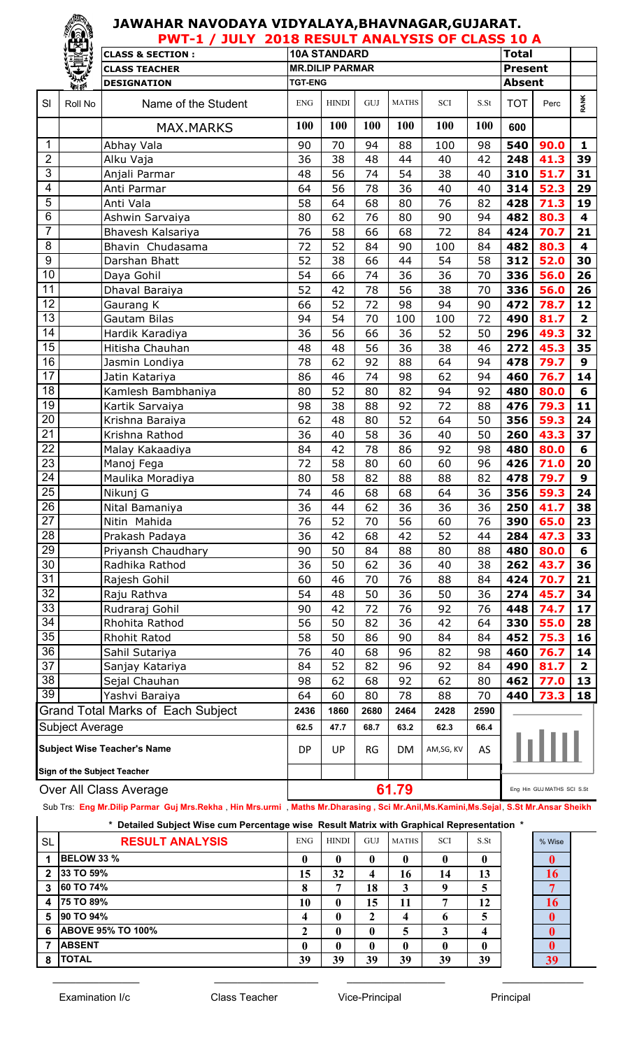# JAWAHAR NAVODAYA VIDYALAYA,BHAVNAGAR,GUJARAT.

## PWT-1 / JULY 2018 RESULT ANALYSIS OF CLASS 10 A

| | | |
|---|---|---|
| CLASS & SECTION : | 10A STANDARD | Total |
| CLASS TEACHER | MR.DILIP PARMAR | Present |
| DESIGNATION | TGT-ENG | Absent |

| Sl | Roll No | Name of the Student | ENG | HINDI | GUJ | MATHS | SCI | S.St | TOT | Perc | RANK |
|---|---|---|---|---|---|---|---|---|---|---|---|
| | | MAX.MARKS | 100 | 100 | 100 | 100 | 100 | 100 | 600 | | |
| 1 | | Abhay Vala | 90 | 70 | 94 | 88 | 100 | 98 | 540 | 90.0 | 1 |
| 2 | | Alku Vaja | 36 | 38 | 48 | 44 | 40 | 42 | 248 | 41.3 | 39 |
| 3 | | Anjali Parmar | 48 | 56 | 74 | 54 | 38 | 40 | 310 | 51.7 | 31 |
| 4 | | Anti Parmar | 64 | 56 | 78 | 36 | 40 | 40 | 314 | 52.3 | 29 |
| 5 | | Anti Vala | 58 | 64 | 68 | 80 | 76 | 82 | 428 | 71.3 | 19 |
| 6 | | Ashwin Sarvaiya | 80 | 62 | 76 | 80 | 90 | 94 | 482 | 80.3 | 4 |
| 7 | | Bhavesh Kalsariya | 76 | 58 | 66 | 68 | 72 | 84 | 424 | 70.7 | 21 |
| 8 | | Bhavin Chudasama | 72 | 52 | 84 | 90 | 100 | 84 | 482 | 80.3 | 4 |
| 9 | | Darshan Bhatt | 52 | 38 | 66 | 44 | 54 | 58 | 312 | 52.0 | 30 |
| 10 | | Daya Gohil | 54 | 66 | 74 | 36 | 36 | 70 | 336 | 56.0 | 26 |
| 11 | | Dhaval Baraiya | 52 | 42 | 78 | 56 | 38 | 70 | 336 | 56.0 | 26 |
| 12 | | Gaurang K | 66 | 52 | 72 | 98 | 94 | 90 | 472 | 78.7 | 12 |
| 13 | | Gautam Bilas | 94 | 54 | 70 | 100 | 100 | 72 | 490 | 81.7 | 2 |
| 14 | | Hardik Karadiya | 36 | 56 | 66 | 36 | 52 | 50 | 296 | 49.3 | 32 |
| 15 | | Hitisha Chauhan | 48 | 48 | 56 | 36 | 38 | 46 | 272 | 45.3 | 35 |
| 16 | | Jasmin Londiya | 78 | 62 | 92 | 88 | 64 | 94 | 478 | 79.7 | 9 |
| 17 | | Jatin Katariya | 86 | 46 | 74 | 98 | 62 | 94 | 460 | 76.7 | 14 |
| 18 | | Kamlesh Bambhaniya | 80 | 52 | 80 | 82 | 94 | 92 | 480 | 80.0 | 6 |
| 19 | | Kartik Sarvaiya | 98 | 38 | 88 | 92 | 72 | 88 | 476 | 79.3 | 11 |
| 20 | | Krishna Baraiya | 62 | 48 | 80 | 52 | 64 | 50 | 356 | 59.3 | 24 |
| 21 | | Krishna Rathod | 36 | 40 | 58 | 36 | 40 | 50 | 260 | 43.3 | 37 |
| 22 | | Malay Kakaadiya | 84 | 42 | 78 | 86 | 92 | 98 | 480 | 80.0 | 6 |
| 23 | | Manoj Fega | 72 | 58 | 80 | 60 | 60 | 96 | 426 | 71.0 | 20 |
| 24 | | Maulika Moradiya | 80 | 58 | 82 | 88 | 88 | 82 | 478 | 79.7 | 9 |
| 25 | | Nikunj G | 74 | 46 | 68 | 68 | 64 | 36 | 356 | 59.3 | 24 |
| 26 | | Nital Bamaniya | 36 | 44 | 62 | 36 | 36 | 36 | 250 | 41.7 | 38 |
| 27 | | Nitin Mahida | 76 | 52 | 70 | 56 | 60 | 76 | 390 | 65.0 | 23 |
| 28 | | Prakash Padaya | 36 | 42 | 68 | 42 | 52 | 44 | 284 | 47.3 | 33 |
| 29 | | Priyansh Chaudhary | 90 | 50 | 84 | 88 | 80 | 88 | 480 | 80.0 | 6 |
| 30 | | Radhika Rathod | 36 | 50 | 62 | 36 | 40 | 38 | 262 | 43.7 | 36 |
| 31 | | Rajesh Gohil | 60 | 46 | 70 | 76 | 88 | 84 | 424 | 70.7 | 21 |
| 32 | | Raju Rathva | 54 | 48 | 50 | 36 | 50 | 36 | 274 | 45.7 | 34 |
| 33 | | Rudraraj Gohil | 90 | 42 | 72 | 76 | 92 | 76 | 448 | 74.7 | 17 |
| 34 | | Rhohita Rathod | 56 | 50 | 82 | 36 | 42 | 64 | 330 | 55.0 | 28 |
| 35 | | Rhohit Ratod | 58 | 50 | 86 | 90 | 84 | 84 | 452 | 75.3 | 16 |
| 36 | | Sahil Sutariya | 76 | 40 | 68 | 96 | 82 | 98 | 460 | 76.7 | 14 |
| 37 | | Sanjay Katariya | 84 | 52 | 82 | 96 | 92 | 84 | 490 | 81.7 | 2 |
| 38 | | Sejal Chauhan | 98 | 62 | 68 | 92 | 62 | 80 | 462 | 77.0 | 13 |
| 39 | | Yashvi Baraiya | 64 | 60 | 80 | 78 | 88 | 70 | 440 | 73.3 | 18 |
| | | Grand Total Marks of Each Subject | 2436 | 1860 | 2680 | 2464 | 2428 | 2590 | | | |
| | | Subject Average | 62.5 | 47.7 | 68.7 | 63.2 | 62.3 | 66.4 | | | |
| | | Subject Wise Teacher's Name | DP | UP | RG | DM | AM,SG, KV | AS | | | |
| | | Sign of the Subject Teacher | | | | | | | | | |
| | | Over All Class Average | | | | 61.79 | | | | | |

Eng Hin GUJ MATHS SCI S.St

Sub Trs: **Eng Mr.Dilip Parmar Guj Mrs.Rekha , Hin Mrs.urmi , Maths Mr.Dharasing , Sci Mr.Anil,Ms.Kamini,Ms.Sejal, S.St Mr.Ansar Sheikh**

**\* Detailed Subject Wise cum Percentage wise Result Matrix with Graphical Representation \***

| SL | RESULT ANALYSIS | ENG | HINDI | GUJ | MATHS | SCI | S.St | % Wise |
|---|---|---|---|---|---|---|---|---|
| 1 | BELOW 33 % | 0 | 0 | 0 | 0 | 0 | 0 | 0 |
| 2 | 33 TO 59% | 15 | 32 | 4 | 16 | 14 | 13 | 16 |
| 3 | 60 TO 74% | 8 | 7 | 18 | 3 | 9 | 5 | 7 |
| 4 | 75 TO 89% | 10 | 0 | 15 | 11 | 7 | 12 | 16 |
| 5 | 90 TO 94% | 4 | 0 | 2 | 4 | 6 | 5 | 0 |
| 6 | ABOVE 95% TO 100% | 2 | 0 | 0 | 5 | 3 | 4 | 0 |
| 7 | ABSENT | 0 | 0 | 0 | 0 | 0 | 0 | 0 |
| 8 | TOTAL | 39 | 39 | 39 | 39 | 39 | 39 | 39 |

Examination I/c &nbsp;&nbsp;&nbsp;&nbsp; Class Teacher &nbsp;&nbsp;&nbsp;&nbsp; Vice-Principal &nbsp;&nbsp;&nbsp;&nbsp; Principal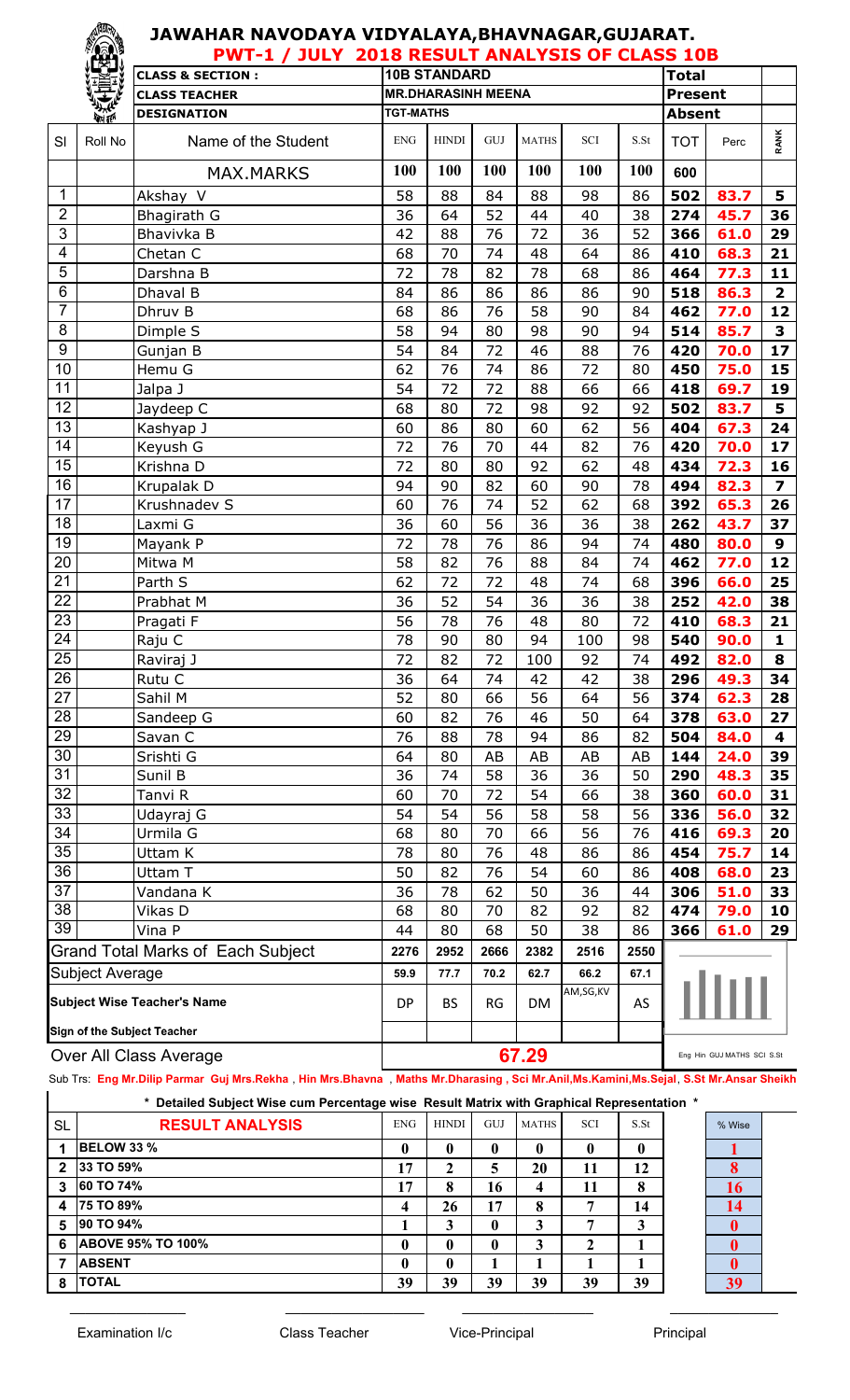# JAWAHAR NAVODAYA VIDYALAYA,BHAVNAGAR,GUJARAT.

## PWT-1 / JULY 2018 RESULT ANALYSIS OF CLASS 10B

| CLASS & SECTION : | 10B STANDARD | Total | |
|---|---|---|---|
| CLASS TEACHER | MR.DHARASINH MEENA | Present | |
| DESIGNATION | TGT-MATHS | Absent | |

| Sl | Roll No | Name of the Student | ENG | HINDI | GUJ | MATHS | SCI | S.St | TOT | Perc | RANK |
|---|---|---|---|---|---|---|---|---|---|---|---|
| | | MAX.MARKS | 100 | 100 | 100 | 100 | 100 | 100 | 600 | | |
| 1 | | Akshay V | 58 | 88 | 84 | 88 | 98 | 86 | 502 | 83.7 | 5 |
| 2 | | Bhagirath G | 36 | 64 | 52 | 44 | 40 | 38 | 274 | 45.7 | 36 |
| 3 | | Bhavivka B | 42 | 88 | 76 | 72 | 36 | 52 | 366 | 61.0 | 29 |
| 4 | | Chetan C | 68 | 70 | 74 | 48 | 64 | 86 | 410 | 68.3 | 21 |
| 5 | | Darshna B | 72 | 78 | 82 | 78 | 68 | 86 | 464 | 77.3 | 11 |
| 6 | | Dhaval B | 84 | 86 | 86 | 86 | 86 | 90 | 518 | 86.3 | 2 |
| 7 | | Dhruv B | 68 | 86 | 76 | 58 | 90 | 84 | 462 | 77.0 | 12 |
| 8 | | Dimple S | 58 | 94 | 80 | 98 | 90 | 94 | 514 | 85.7 | 3 |
| 9 | | Gunjan B | 54 | 84 | 72 | 46 | 88 | 76 | 420 | 70.0 | 17 |
| 10 | | Hemu G | 62 | 76 | 74 | 86 | 72 | 80 | 450 | 75.0 | 15 |
| 11 | | Jalpa J | 54 | 72 | 72 | 88 | 66 | 66 | 418 | 69.7 | 19 |
| 12 | | Jaydeep C | 68 | 80 | 72 | 98 | 92 | 92 | 502 | 83.7 | 5 |
| 13 | | Kashyap J | 60 | 86 | 80 | 60 | 62 | 56 | 404 | 67.3 | 24 |
| 14 | | Keyush G | 72 | 76 | 70 | 44 | 82 | 76 | 420 | 70.0 | 17 |
| 15 | | Krishna D | 72 | 80 | 80 | 92 | 62 | 48 | 434 | 72.3 | 16 |
| 16 | | Krupalak D | 94 | 90 | 82 | 60 | 90 | 78 | 494 | 82.3 | 7 |
| 17 | | Krushnadev S | 60 | 76 | 74 | 52 | 62 | 68 | 392 | 65.3 | 26 |
| 18 | | Laxmi G | 36 | 60 | 56 | 36 | 36 | 38 | 262 | 43.7 | 37 |
| 19 | | Mayank P | 72 | 78 | 76 | 86 | 94 | 74 | 480 | 80.0 | 9 |
| 20 | | Mitwa M | 58 | 82 | 76 | 88 | 84 | 74 | 462 | 77.0 | 12 |
| 21 | | Parth S | 62 | 72 | 72 | 48 | 74 | 68 | 396 | 66.0 | 25 |
| 22 | | Prabhat M | 36 | 52 | 54 | 36 | 36 | 38 | 252 | 42.0 | 38 |
| 23 | | Pragati F | 56 | 78 | 76 | 48 | 80 | 72 | 410 | 68.3 | 21 |
| 24 | | Raju C | 78 | 90 | 80 | 94 | 100 | 98 | 540 | 90.0 | 1 |
| 25 | | Raviraj J | 72 | 82 | 72 | 100 | 92 | 74 | 492 | 82.0 | 8 |
| 26 | | Rutu C | 36 | 64 | 74 | 42 | 42 | 38 | 296 | 49.3 | 34 |
| 27 | | Sahil M | 52 | 80 | 66 | 56 | 64 | 56 | 374 | 62.3 | 28 |
| 28 | | Sandeep G | 60 | 82 | 76 | 46 | 50 | 64 | 378 | 63.0 | 27 |
| 29 | | Savan C | 76 | 88 | 78 | 94 | 86 | 82 | 504 | 84.0 | 4 |
| 30 | | Srishti G | 64 | 80 | AB | AB | AB | AB | 144 | 24.0 | 39 |
| 31 | | Sunil B | 36 | 74 | 58 | 36 | 36 | 50 | 290 | 48.3 | 35 |
| 32 | | Tanvi R | 60 | 70 | 72 | 54 | 66 | 38 | 360 | 60.0 | 31 |
| 33 | | Udayraj G | 54 | 54 | 56 | 58 | 58 | 56 | 336 | 56.0 | 32 |
| 34 | | Urmila G | 68 | 80 | 70 | 66 | 56 | 76 | 416 | 69.3 | 20 |
| 35 | | Uttam K | 78 | 80 | 76 | 48 | 86 | 86 | 454 | 75.7 | 14 |
| 36 | | Uttam T | 50 | 82 | 76 | 54 | 60 | 86 | 408 | 68.0 | 23 |
| 37 | | Vandana K | 36 | 78 | 62 | 50 | 36 | 44 | 306 | 51.0 | 33 |
| 38 | | Vikas D | 68 | 80 | 70 | 82 | 92 | 82 | 474 | 79.0 | 10 |
| 39 | | Vina P | 44 | 80 | 68 | 50 | 38 | 86 | 366 | 61.0 | 29 |
| Grand Total Marks of Each Subject | | | 2276 | 2952 | 2666 | 2382 | 2516 | 2550 | | | |
| Subject Average | | | 59.9 | 77.7 | 70.2 | 62.7 | 66.2 | 67.1 | | | |
| Subject Wise Teacher's Name | | | DP | BS | RG | DM | AM,SG,KV | AS | | | |
| Sign of the Subject Teacher | | | | | | | | | | | |
| Over All Class Average | | | 67.29 | | | | | | Eng Hin GUJ MATHS SCI S.St | | |

Sub Trs: **Eng Mr.Dilip Parmar Guj Mrs.Rekha** , **Hin Mrs.Bhavna** , **Maths Mr.Dharasing** , **Sci Mr.Anil,Ms.Kamini,Ms.Sejal**, **S.St Mr.Ansar Sheikh**

\* **Detailed Subject Wise cum Percentage wise Result Matrix with Graphical Representation** \*

| SL | RESULT ANALYSIS | ENG | HINDI | GUJ | MATHS | SCI | S.St | % Wise |
|---|---|---|---|---|---|---|---|---|
| 1 | BELOW 33 % | 0 | 0 | 0 | 0 | 0 | 0 | 1 |
| 2 | 33 TO 59% | 17 | 2 | 5 | 20 | 11 | 12 | 8 |
| 3 | 60 TO 74% | 17 | 8 | 16 | 4 | 11 | 8 | 16 |
| 4 | 75 TO 89% | 4 | 26 | 17 | 8 | 7 | 14 | 14 |
| 5 | 90 TO 94% | 1 | 3 | 0 | 3 | 7 | 3 | 0 |
| 6 | ABOVE 95% TO 100% | 0 | 0 | 0 | 3 | 2 | 1 | 0 |
| 7 | ABSENT | 0 | 0 | 1 | 1 | 1 | 1 | 0 |
| 8 | TOTAL | 39 | 39 | 39 | 39 | 39 | 39 | 39 |

Examination I/c | Class Teacher | Vice-Principal | Principal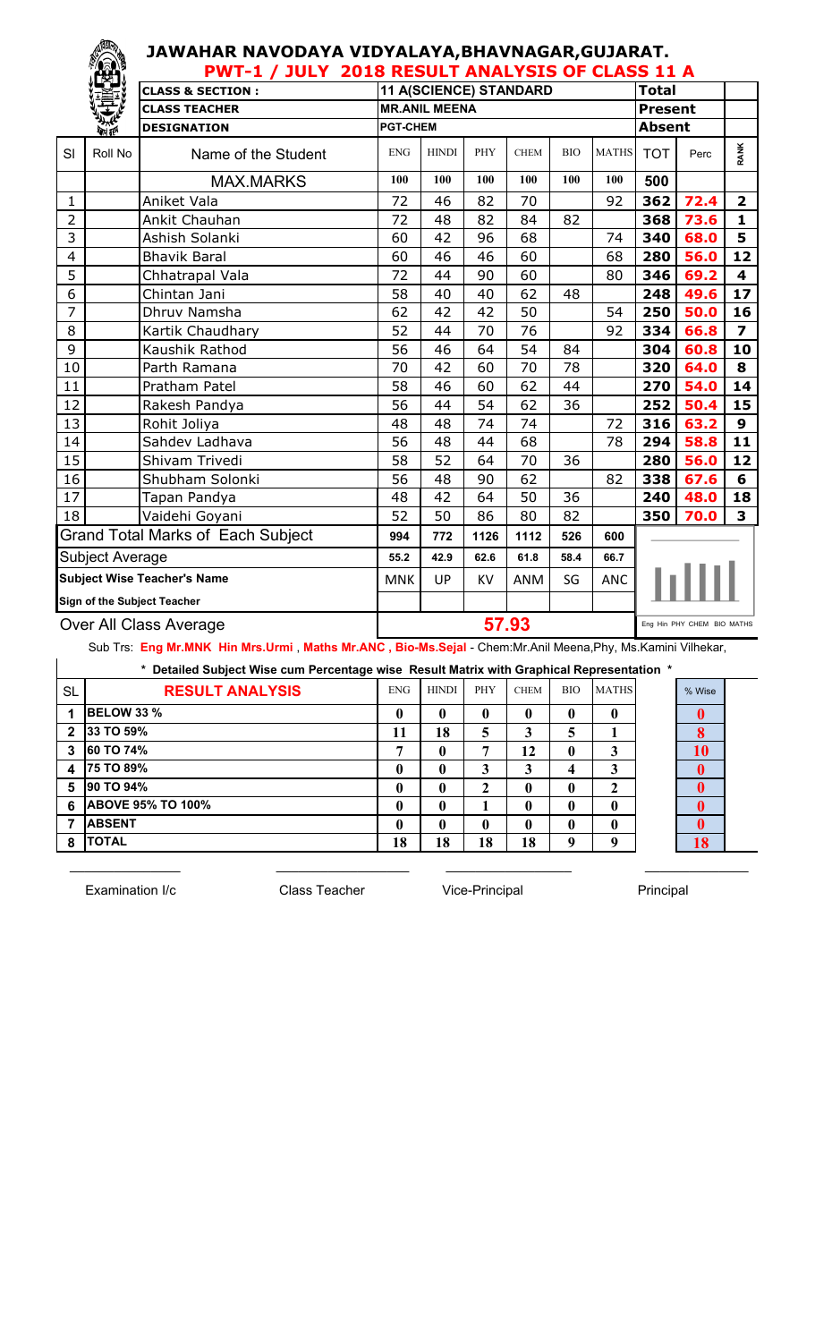# JAWAHAR NAVODAYA VIDYALAYA,BHAVNAGAR,GUJARAT.

## PWT-1 / JULY 2018 RESULT ANALYSIS OF CLASS 11 A

| CLASS & SECTION : | 11 A(SCIENCE) STANDARD | Total | |
|---|---|---|---|
| CLASS TEACHER | MR.ANIL MEENA | Present | |
| DESIGNATION | PGT-CHEM | Absent | |

| Sl | Roll No | Name of the Student | ENG | HINDI | PHY | CHEM | BIO | MATHS | TOT | Perc | RANK |
|---|---|---|---|---|---|---|---|---|---|---|---|
| | | MAX.MARKS | 100 | 100 | 100 | 100 | 100 | 100 | 500 | | |
| 1 | | Aniket Vala | 72 | 46 | 82 | 70 | | 92 | 362 | 72.4 | 2 |
| 2 | | Ankit Chauhan | 72 | 48 | 82 | 84 | 82 | | 368 | 73.6 | 1 |
| 3 | | Ashish Solanki | 60 | 42 | 96 | 68 | | 74 | 340 | 68.0 | 5 |
| 4 | | Bhavik Baral | 60 | 46 | 46 | 60 | | 68 | 280 | 56.0 | 12 |
| 5 | | Chhatrapal Vala | 72 | 44 | 90 | 60 | | 80 | 346 | 69.2 | 4 |
| 6 | | Chintan Jani | 58 | 40 | 40 | 62 | 48 | | 248 | 49.6 | 17 |
| 7 | | Dhruv Namsha | 62 | 42 | 42 | 50 | | 54 | 250 | 50.0 | 16 |
| 8 | | Kartik Chaudhary | 52 | 44 | 70 | 76 | | 92 | 334 | 66.8 | 7 |
| 9 | | Kaushik Rathod | 56 | 46 | 64 | 54 | 84 | | 304 | 60.8 | 10 |
| 10 | | Parth Ramana | 70 | 42 | 60 | 70 | 78 | | 320 | 64.0 | 8 |
| 11 | | Pratham Patel | 58 | 46 | 60 | 62 | 44 | | 270 | 54.0 | 14 |
| 12 | | Rakesh Pandya | 56 | 44 | 54 | 62 | 36 | | 252 | 50.4 | 15 |
| 13 | | Rohit Joliya | 48 | 48 | 74 | 74 | | 72 | 316 | 63.2 | 9 |
| 14 | | Sahdev Ladhava | 56 | 48 | 44 | 68 | | 78 | 294 | 58.8 | 11 |
| 15 | | Shivam Trivedi | 58 | 52 | 64 | 70 | 36 | | 280 | 56.0 | 12 |
| 16 | | Shubham Solonki | 56 | 48 | 90 | 62 | | 82 | 338 | 67.6 | 6 |
| 17 | | Tapan Pandya | 48 | 42 | 64 | 50 | 36 | | 240 | 48.0 | 18 |
| 18 | | Vaidehi Goyani | 52 | 50 | 86 | 80 | 82 | | 350 | 70.0 | 3 |
| | | Grand Total Marks of Each Subject | 994 | 772 | 1126 | 1112 | 526 | 600 | | | |
| | | Subject Average | 55.2 | 42.9 | 62.6 | 61.8 | 58.4 | 66.7 | | | |
| | | Subject Wise Teacher's Name | MNK | UP | KV | ANM | SG | ANC | | | |
| | | Sign of the Subject Teacher | | | | | | | | | |
| | | Over All Class Average | 57.93 | | | | | | | | |

Eng Hin PHY CHEM BIO MATHS

Sub Trs: **Eng Mr.MNK Hin Mrs.Urmi , Maths Mr.ANC , Bio-Ms.Sejal** - Chem:Mr.Anil Meena,Phy, Ms.Kamini Vilhekar,

**\* Detailed Subject Wise cum Percentage wise Result Matrix with Graphical Representation \***

| SL | RESULT ANALYSIS | ENG | HINDI | PHY | CHEM | BIO | MATHS | % Wise |
|---|---|---|---|---|---|---|---|---|
| 1 | BELOW 33 % | 0 | 0 | 0 | 0 | 0 | 0 | 0 |
| 2 | 33 TO 59% | 11 | 18 | 5 | 3 | 5 | 1 | 8 |
| 3 | 60 TO 74% | 7 | 0 | 7 | 12 | 0 | 3 | 10 |
| 4 | 75 TO 89% | 0 | 0 | 3 | 3 | 4 | 3 | 0 |
| 5 | 90 TO 94% | 0 | 0 | 2 | 0 | 0 | 2 | 0 |
| 6 | ABOVE 95% TO 100% | 0 | 0 | 1 | 0 | 0 | 0 | 0 |
| 7 | ABSENT | 0 | 0 | 0 | 0 | 0 | 0 | 0 |
| 8 | TOTAL | 18 | 18 | 18 | 18 | 9 | 9 | 18 |

Examination I/c    Class Teacher    Vice-Principal    Principal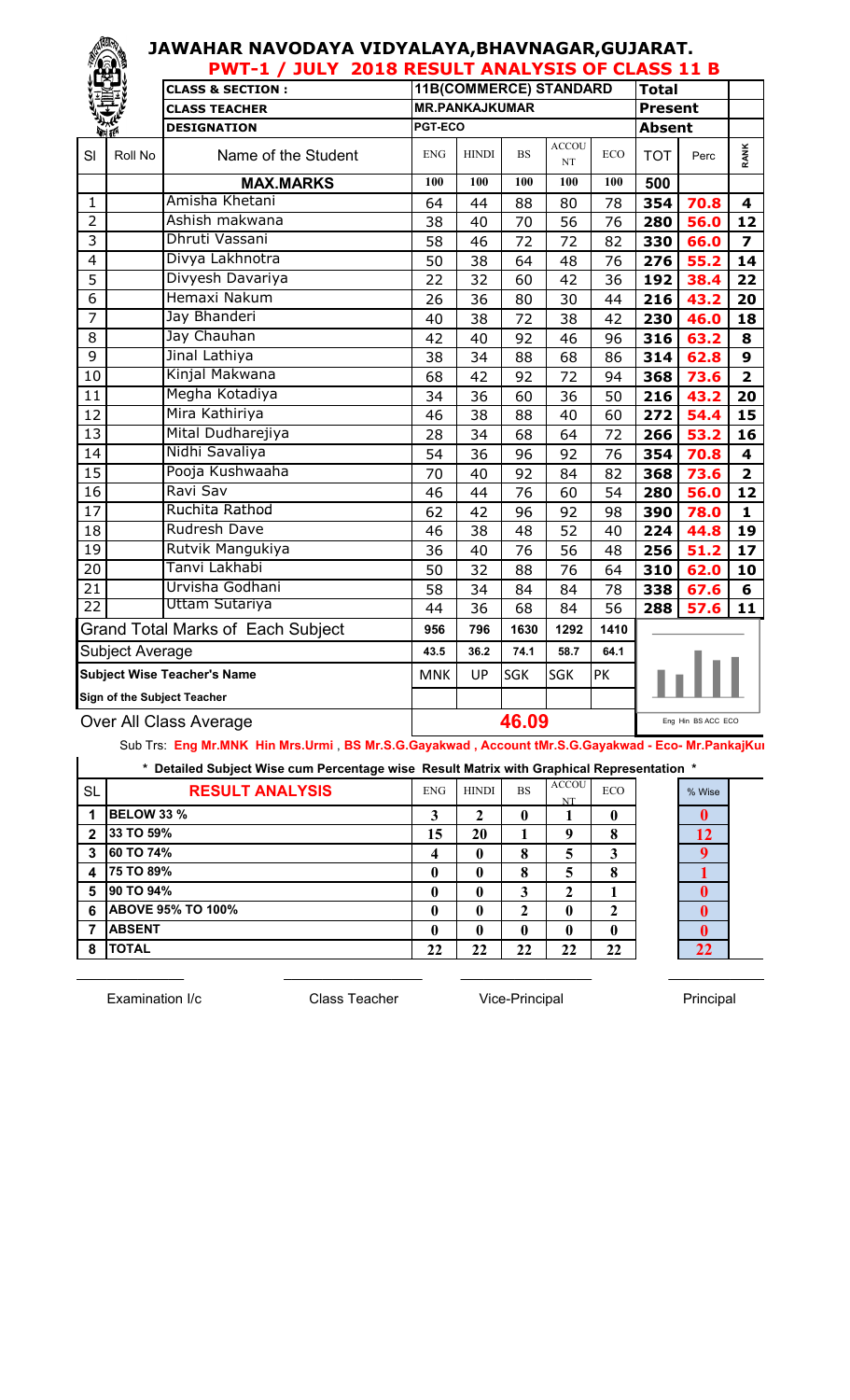# JAWAHAR NAVODAYA VIDYALAYA,BHAVNAGAR,GUJARAT.

## PWT-1 / JULY 2018 RESULT ANALYSIS OF CLASS 11 B

| CLASS & SECTION : | 11B(COMMERCE) STANDARD | Total | |
|---|---|---|---|
| CLASS TEACHER | MR.PANKAJKUMAR | Present | |
| DESIGNATION | PGT-ECO | Absent | |

| Sl | Roll No | Name of the Student | ENG | HINDI | BS | ACCOUNT | ECO | TOT | Perc | RANK |
|---|---|---|---|---|---|---|---|---|---|---|
| | | **MAX.MARKS** | 100 | 100 | 100 | 100 | 100 | 500 | | |
| 1 | | Amisha Khetani | 64 | 44 | 88 | 80 | 78 | 354 | 70.8 | 4 |
| 2 | | Ashish makwana | 38 | 40 | 70 | 56 | 76 | 280 | 56.0 | 12 |
| 3 | | Dhruti Vassani | 58 | 46 | 72 | 72 | 82 | 330 | 66.0 | 7 |
| 4 | | Divya Lakhnotra | 50 | 38 | 64 | 48 | 76 | 276 | 55.2 | 14 |
| 5 | | Divyesh Davariya | 22 | 32 | 60 | 42 | 36 | 192 | 38.4 | 22 |
| 6 | | Hemaxi Nakum | 26 | 36 | 80 | 30 | 44 | 216 | 43.2 | 20 |
| 7 | | Jay Bhanderi | 40 | 38 | 72 | 38 | 42 | 230 | 46.0 | 18 |
| 8 | | Jay Chauhan | 42 | 40 | 92 | 46 | 96 | 316 | 63.2 | 8 |
| 9 | | Jinal Lathiya | 38 | 34 | 88 | 68 | 86 | 314 | 62.8 | 9 |
| 10 | | Kinjal Makwana | 68 | 42 | 92 | 72 | 94 | 368 | 73.6 | 2 |
| 11 | | Megha Kotadiya | 34 | 36 | 60 | 36 | 50 | 216 | 43.2 | 20 |
| 12 | | Mira Kathiriya | 46 | 38 | 88 | 40 | 60 | 272 | 54.4 | 15 |
| 13 | | Mital Dudharejiya | 28 | 34 | 68 | 64 | 72 | 266 | 53.2 | 16 |
| 14 | | Nidhi Savaliya | 54 | 36 | 96 | 92 | 76 | 354 | 70.8 | 4 |
| 15 | | Pooja Kushwaaha | 70 | 40 | 92 | 84 | 82 | 368 | 73.6 | 2 |
| 16 | | Ravi Sav | 46 | 44 | 76 | 60 | 54 | 280 | 56.0 | 12 |
| 17 | | Ruchita Rathod | 62 | 42 | 96 | 92 | 98 | 390 | 78.0 | 1 |
| 18 | | Rudresh Dave | 46 | 38 | 48 | 52 | 40 | 224 | 44.8 | 19 |
| 19 | | Rutvik Mangukiya | 36 | 40 | 76 | 56 | 48 | 256 | 51.2 | 17 |
| 20 | | Tanvi Lakhabi | 50 | 32 | 88 | 76 | 64 | 310 | 62.0 | 10 |
| 21 | | Urvisha Godhani | 58 | 34 | 84 | 84 | 78 | 338 | 67.6 | 6 |
| 22 | | Uttam Sutariya | 44 | 36 | 68 | 84 | 56 | 288 | 57.6 | 11 |
| | | Grand Total Marks of Each Subject | 956 | 796 | 1630 | 1292 | 1410 | | | |
| | | Subject Average | 43.5 | 36.2 | 74.1 | 58.7 | 64.1 | | | |
| | | Subject Wise Teacher's Name | MNK | UP | SGK | SGK | PK | | | |
| | | Sign of the Subject Teacher | | | | | | | | |
| | | Over All Class Average | 46.09 | | | | | | | |

Eng Hin BS ACC ECO

Sub Trs: **Eng Mr.MNK Hin Mrs.Urmi , BS Mr.S.G.Gayakwad , Account tMr.S.G.Gayakwad - Eco- Mr.PankajKu**

**\* Detailed Subject Wise cum Percentage wise Result Matrix with Graphical Representation \***

| SL | RESULT ANALYSIS | ENG | HINDI | BS | ACCOUNT | ECO | % Wise |
|---|---|---|---|---|---|---|---|
| 1 | BELOW 33 % | 3 | 2 | 0 | 1 | 0 | 0 |
| 2 | 33 TO 59% | 15 | 20 | 1 | 9 | 8 | 12 |
| 3 | 60 TO 74% | 4 | 0 | 8 | 5 | 3 | 9 |
| 4 | 75 TO 89% | 0 | 0 | 8 | 5 | 8 | 1 |
| 5 | 90 TO 94% | 0 | 0 | 3 | 2 | 1 | 0 |
| 6 | ABOVE 95% TO 100% | 0 | 0 | 2 | 0 | 2 | 0 |
| 7 | ABSENT | 0 | 0 | 0 | 0 | 0 | 0 |
| 8 | TOTAL | 22 | 22 | 22 | 22 | 22 | 22 |

Examination I/c &nbsp;&nbsp;&nbsp;&nbsp; Class Teacher &nbsp;&nbsp;&nbsp;&nbsp; Vice-Principal &nbsp;&nbsp;&nbsp;&nbsp; Principal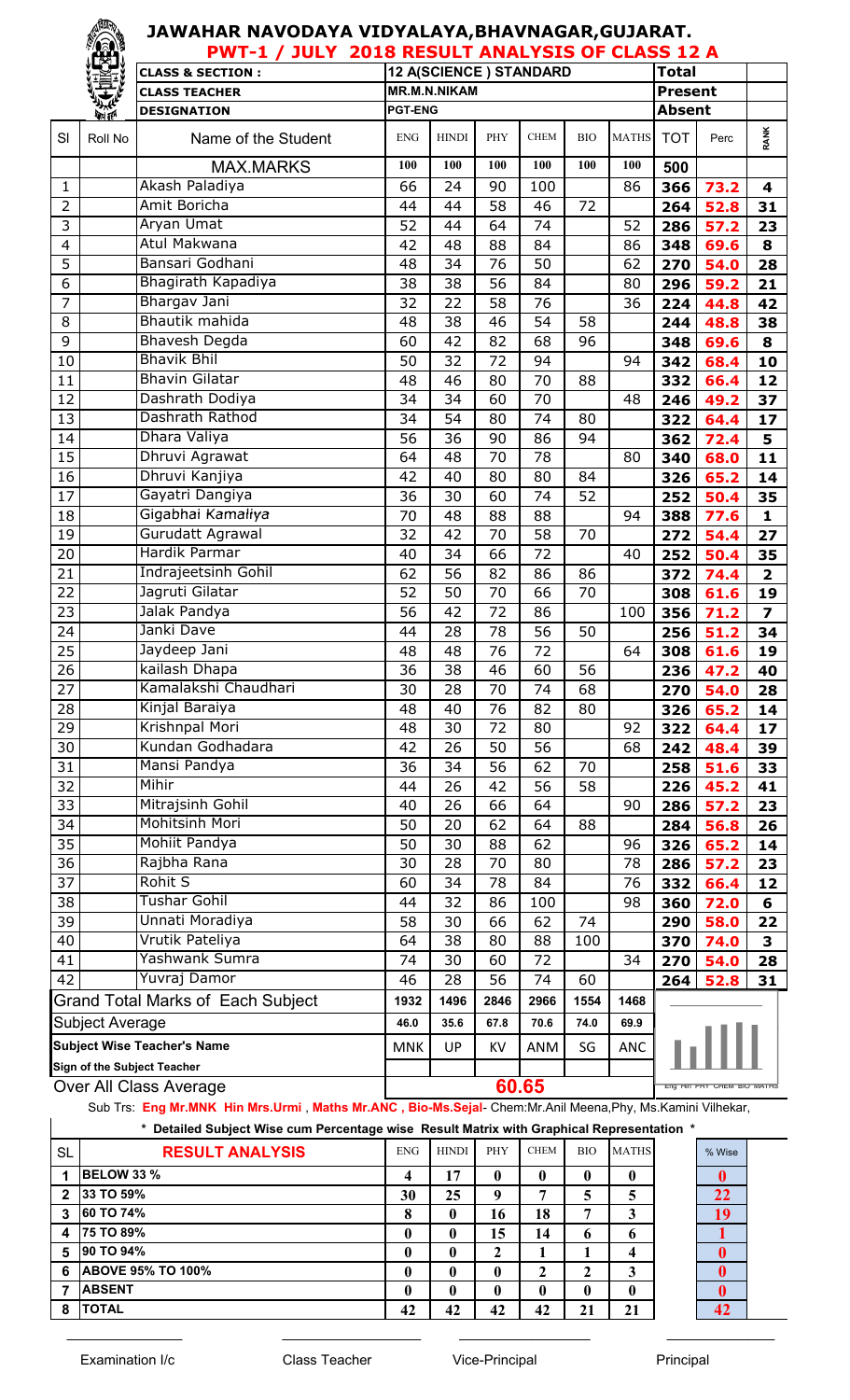# JAWAHAR NAVODAYA VIDYALAYA,BHAVNAGAR,GUJARAT.

## PWT-1 / JULY 2018 RESULT ANALYSIS OF CLASS 12 A

| CLASS & SECTION : | 12 A(SCIENCE ) STANDARD | Total | |
|---|---|---|---|
| CLASS TEACHER | MR.M.N.NIKAM | Present | |
| DESIGNATION | PGT-ENG | Absent | |

| SI | Roll No | Name of the Student | ENG | HINDI | PHY | CHEM | BIO | MATHS | TOT | Perc | RANK |
|---|---|---|---|---|---|---|---|---|---|---|---|
| | | MAX.MARKS | 100 | 100 | 100 | 100 | 100 | 100 | 500 | | |
| 1 | | Akash Paladiya | 66 | 24 | 90 | 100 | | 86 | 366 | 73.2 | 4 |
| 2 | | Amit Boricha | 44 | 44 | 58 | 46 | 72 | | 264 | 52.8 | 31 |
| 3 | | Aryan Umat | 52 | 44 | 64 | 74 | | 52 | 286 | 57.2 | 23 |
| 4 | | Atul Makwana | 42 | 48 | 88 | 84 | | 86 | 348 | 69.6 | 8 |
| 5 | | Bansari Godhani | 48 | 34 | 76 | 50 | | 62 | 270 | 54.0 | 28 |
| 6 | | Bhagirath Kapadiya | 38 | 38 | 56 | 84 | | 80 | 296 | 59.2 | 21 |
| 7 | | Bhargav Jani | 32 | 22 | 58 | 76 | | 36 | 224 | 44.8 | 42 |
| 8 | | Bhautik mahida | 48 | 38 | 46 | 54 | 58 | | 244 | 48.8 | 38 |
| 9 | | Bhavesh Degda | 60 | 42 | 82 | 68 | 96 | | 348 | 69.6 | 8 |
| 10 | | Bhavik Bhil | 50 | 32 | 72 | 94 | | 94 | 342 | 68.4 | 10 |
| 11 | | Bhavin Gilatar | 48 | 46 | 80 | 70 | 88 | | 332 | 66.4 | 12 |
| 12 | | Dashrath Dodiya | 34 | 34 | 60 | 70 | | 48 | 246 | 49.2 | 37 |
| 13 | | Dashrath Rathod | 34 | 54 | 80 | 74 | 80 | | 322 | 64.4 | 17 |
| 14 | | Dhara Valiya | 56 | 36 | 90 | 86 | 94 | | 362 | 72.4 | 5 |
| 15 | | Dhruvi Agrawat | 64 | 48 | 70 | 78 | | 80 | 340 | 68.0 | 11 |
| 16 | | Dhruvi Kanjiya | 42 | 40 | 80 | 80 | 84 | | 326 | 65.2 | 14 |
| 17 | | Gayatri Dangiya | 36 | 30 | 60 | 74 | 52 | | 252 | 50.4 | 35 |
| 18 | | Gigabhai Kamaliya | 70 | 48 | 88 | 88 | | 94 | 388 | 77.6 | 1 |
| 19 | | Gurudatt Agrawal | 32 | 42 | 70 | 58 | 70 | | 272 | 54.4 | 27 |
| 20 | | Hardik Parmar | 40 | 34 | 66 | 72 | | 40 | 252 | 50.4 | 35 |
| 21 | | Indrajeetsinh Gohil | 62 | 56 | 82 | 86 | 86 | | 372 | 74.4 | 2 |
| 22 | | Jagruti Gilatar | 52 | 50 | 70 | 66 | 70 | | 308 | 61.6 | 19 |
| 23 | | Jalak Pandya | 56 | 42 | 72 | 86 | | 100 | 356 | 71.2 | 7 |
| 24 | | Janki Dave | 44 | 28 | 78 | 56 | 50 | | 256 | 51.2 | 34 |
| 25 | | Jaydeep Jani | 48 | 48 | 76 | 72 | | 64 | 308 | 61.6 | 19 |
| 26 | | kailash Dhapa | 36 | 38 | 46 | 60 | 56 | | 236 | 47.2 | 40 |
| 27 | | Kamalakshi Chaudhari | 30 | 28 | 70 | 74 | 68 | | 270 | 54.0 | 28 |
| 28 | | Kinjal Baraiya | 48 | 40 | 76 | 82 | 80 | | 326 | 65.2 | 14 |
| 29 | | Krishnpal Mori | 48 | 30 | 72 | 80 | | 92 | 322 | 64.4 | 17 |
| 30 | | Kundan Godhadara | 42 | 26 | 50 | 56 | | 68 | 242 | 48.4 | 39 |
| 31 | | Mansi Pandya | 36 | 34 | 56 | 62 | 70 | | 258 | 51.6 | 33 |
| 32 | | Mihir | 44 | 26 | 42 | 56 | 58 | | 226 | 45.2 | 41 |
| 33 | | Mitrajsinh Gohil | 40 | 26 | 66 | 64 | | 90 | 286 | 57.2 | 23 |
| 34 | | Mohitsinh Mori | 50 | 20 | 62 | 64 | 88 | | 284 | 56.8 | 26 |
| 35 | | Mohiit Pandya | 50 | 30 | 88 | 62 | | 96 | 326 | 65.2 | 14 |
| 36 | | Rajbha Rana | 30 | 28 | 70 | 80 | | 78 | 286 | 57.2 | 23 |
| 37 | | Rohit S | 60 | 34 | 78 | 84 | | 76 | 332 | 66.4 | 12 |
| 38 | | Tushar Gohil | 44 | 32 | 86 | 100 | | 98 | 360 | 72.0 | 6 |
| 39 | | Unnati Moradiya | 58 | 30 | 66 | 62 | 74 | | 290 | 58.0 | 22 |
| 40 | | Vrutik Pateliya | 64 | 38 | 80 | 88 | 100 | | 370 | 74.0 | 3 |
| 41 | | Yashwank Sumra | 74 | 30 | 60 | 72 | | 34 | 270 | 54.0 | 28 |
| 42 | | Yuvraj Damor | 46 | 28 | 56 | 74 | 60 | | 264 | 52.8 | 31 |
| | | Grand Total Marks of Each Subject | 1932 | 1496 | 2846 | 2966 | 1554 | 1468 | | | |
| | | Subject Average | 46.0 | 35.6 | 67.8 | 70.6 | 74.0 | 69.9 | | | |
| | | Subject Wise Teacher's Name | MNK | UP | KV | ANM | SG | ANC | | | |
| | | Sign of the Subject Teacher | | | | | | | | | |
| | | Over All Class Average | 60.65 | | | | | | | | |

Sub Trs: Eng Mr.MNK Hin Mrs.Urmi , Maths Mr.ANC , Bio-Ms.Sejal- Chem:Mr.Anil Meena,Phy, Ms.Kamini Vilhekar,

\* Detailed Subject Wise cum Percentage wise Result Matrix with Graphical Representation \*

| SL | RESULT ANALYSIS | ENG | HINDI | PHY | CHEM | BIO | MATHS | % Wise |
|---|---|---|---|---|---|---|---|---|
| 1 | BELOW 33 % | 4 | 17 | 0 | 0 | 0 | 0 | 0 |
| 2 | 33 TO 59% | 30 | 25 | 9 | 7 | 5 | 5 | 22 |
| 3 | 60 TO 74% | 8 | 0 | 16 | 18 | 7 | 3 | 19 |
| 4 | 75 TO 89% | 0 | 0 | 15 | 14 | 6 | 6 | 1 |
| 5 | 90 TO 94% | 0 | 0 | 2 | 1 | 1 | 4 | 0 |
| 6 | ABOVE 95% TO 100% | 0 | 0 | 0 | 2 | 2 | 3 | 0 |
| 7 | ABSENT | 0 | 0 | 0 | 0 | 0 | 0 | 0 |
| 8 | TOTAL | 42 | 42 | 42 | 42 | 21 | 21 | 42 |

Examination I/c Class Teacher Vice-Principal Principal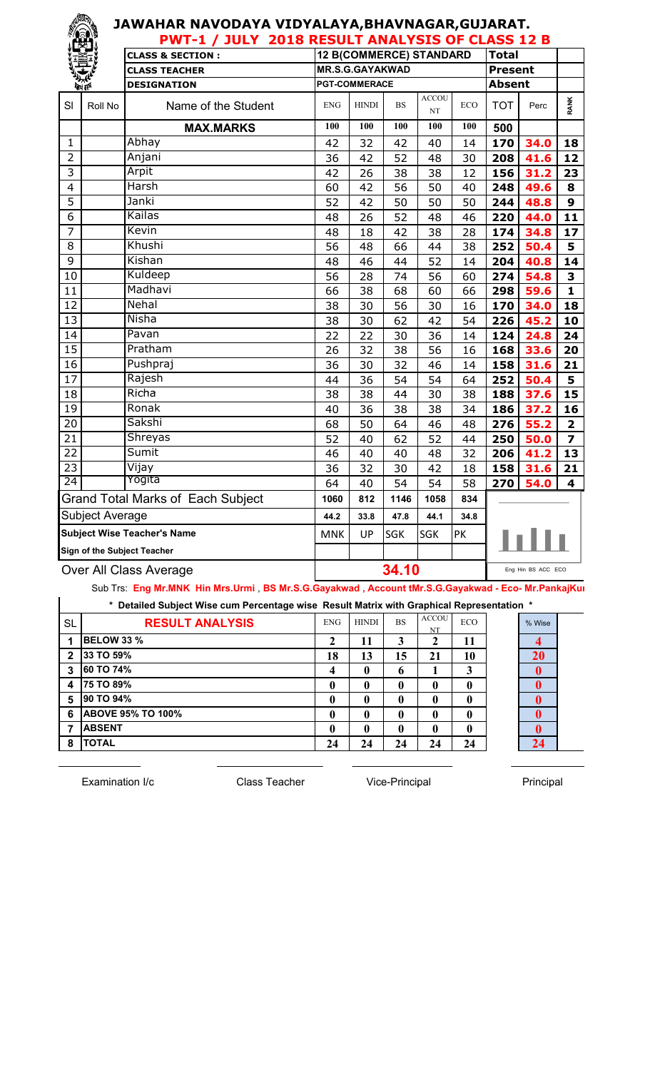# JAWAHAR NAVODAYA VIDYALAYA,BHAVNAGAR,GUJARAT.

## PWT-1 / JULY 2018 RESULT ANALYSIS OF CLASS 12 B

| CLASS & SECTION : | 12 B(COMMERCE) STANDARD | Total | |
|---|---|---|---|
| CLASS TEACHER | MR.S.G.GAYAKWAD | Present | |
| DESIGNATION | PGT-COMMERACE | Absent | |

| Sl | Roll No | Name of the Student | ENG | HINDI | BS | ACCOUNT | ECO | TOT | Perc | RANK |
|---|---|---|---|---|---|---|---|---|---|---|
| | | **MAX.MARKS** | 100 | 100 | 100 | 100 | 100 | 500 | | |
| 1 | | Abhay | 42 | 32 | 42 | 40 | 14 | 170 | 34.0 | 18 |
| 2 | | Anjani | 36 | 42 | 52 | 48 | 30 | 208 | 41.6 | 12 |
| 3 | | Arpit | 42 | 26 | 38 | 38 | 12 | 156 | 31.2 | 23 |
| 4 | | Harsh | 60 | 42 | 56 | 50 | 40 | 248 | 49.6 | 8 |
| 5 | | Janki | 52 | 42 | 50 | 50 | 50 | 244 | 48.8 | 9 |
| 6 | | Kailas | 48 | 26 | 52 | 48 | 46 | 220 | 44.0 | 11 |
| 7 | | Kevin | 48 | 18 | 42 | 38 | 28 | 174 | 34.8 | 17 |
| 8 | | Khushi | 56 | 48 | 66 | 44 | 38 | 252 | 50.4 | 5 |
| 9 | | Kishan | 48 | 46 | 44 | 52 | 14 | 204 | 40.8 | 14 |
| 10 | | Kuldeep | 56 | 28 | 74 | 56 | 60 | 274 | 54.8 | 3 |
| 11 | | Madhavi | 66 | 38 | 68 | 60 | 66 | 298 | 59.6 | 1 |
| 12 | | Nehal | 38 | 30 | 56 | 30 | 16 | 170 | 34.0 | 18 |
| 13 | | Nisha | 38 | 30 | 62 | 42 | 54 | 226 | 45.2 | 10 |
| 14 | | Pavan | 22 | 22 | 30 | 36 | 14 | 124 | 24.8 | 24 |
| 15 | | Pratham | 26 | 32 | 38 | 56 | 16 | 168 | 33.6 | 20 |
| 16 | | Pushpraj | 36 | 30 | 32 | 46 | 14 | 158 | 31.6 | 21 |
| 17 | | Rajesh | 44 | 36 | 54 | 54 | 64 | 252 | 50.4 | 5 |
| 18 | | Richa | 38 | 38 | 44 | 30 | 38 | 188 | 37.6 | 15 |
| 19 | | Ronak | 40 | 36 | 38 | 38 | 34 | 186 | 37.2 | 16 |
| 20 | | Sakshi | 68 | 50 | 64 | 46 | 48 | 276 | 55.2 | 2 |
| 21 | | Shreyas | 52 | 40 | 62 | 52 | 44 | 250 | 50.0 | 7 |
| 22 | | Sumit | 46 | 40 | 40 | 48 | 32 | 206 | 41.2 | 13 |
| 23 | | Vijay | 36 | 32 | 30 | 42 | 18 | 158 | 31.6 | 21 |
| 24 | | Yogita | 64 | 40 | 54 | 54 | 58 | 270 | 54.0 | 4 |
| | | Grand Total Marks of Each Subject | 1060 | 812 | 1146 | 1058 | 834 | | | |
| | | Subject Average | 44.2 | 33.8 | 47.8 | 44.1 | 34.8 | | | |
| | | Subject Wise Teacher's Name | MNK | UP | SGK | SGK | PK | | | |
| | | Sign of the Subject Teacher | | | | | | | | |
| | | Over All Class Average | | | 34.10 | | | | | |

Eng Hin BS ACC ECO

Sub Trs: **Eng Mr.MNK Hin Mrs.Urmi , BS Mr.S.G.Gayakwad , Account tMr.S.G.Gayakwad - Eco- Mr.PankajKu**

\* **Detailed Subject Wise cum Percentage wise Result Matrix with Graphical Representation** \*

| SL | RESULT ANALYSIS | ENG | HINDI | BS | ACCOUNT | ECO | % Wise |
|---|---|---|---|---|---|---|---|
| 1 | BELOW 33 % | 2 | 11 | 3 | 2 | 11 | 4 |
| 2 | 33 TO 59% | 18 | 13 | 15 | 21 | 10 | 20 |
| 3 | 60 TO 74% | 4 | 0 | 6 | 1 | 3 | 0 |
| 4 | 75 TO 89% | 0 | 0 | 0 | 0 | 0 | 0 |
| 5 | 90 TO 94% | 0 | 0 | 0 | 0 | 0 | 0 |
| 6 | ABOVE 95% TO 100% | 0 | 0 | 0 | 0 | 0 | 0 |
| 7 | ABSENT | 0 | 0 | 0 | 0 | 0 | 0 |
| 8 | TOTAL | 24 | 24 | 24 | 24 | 24 | 24 |

Examination I/c    Class Teacher    Vice-Principal    Principal